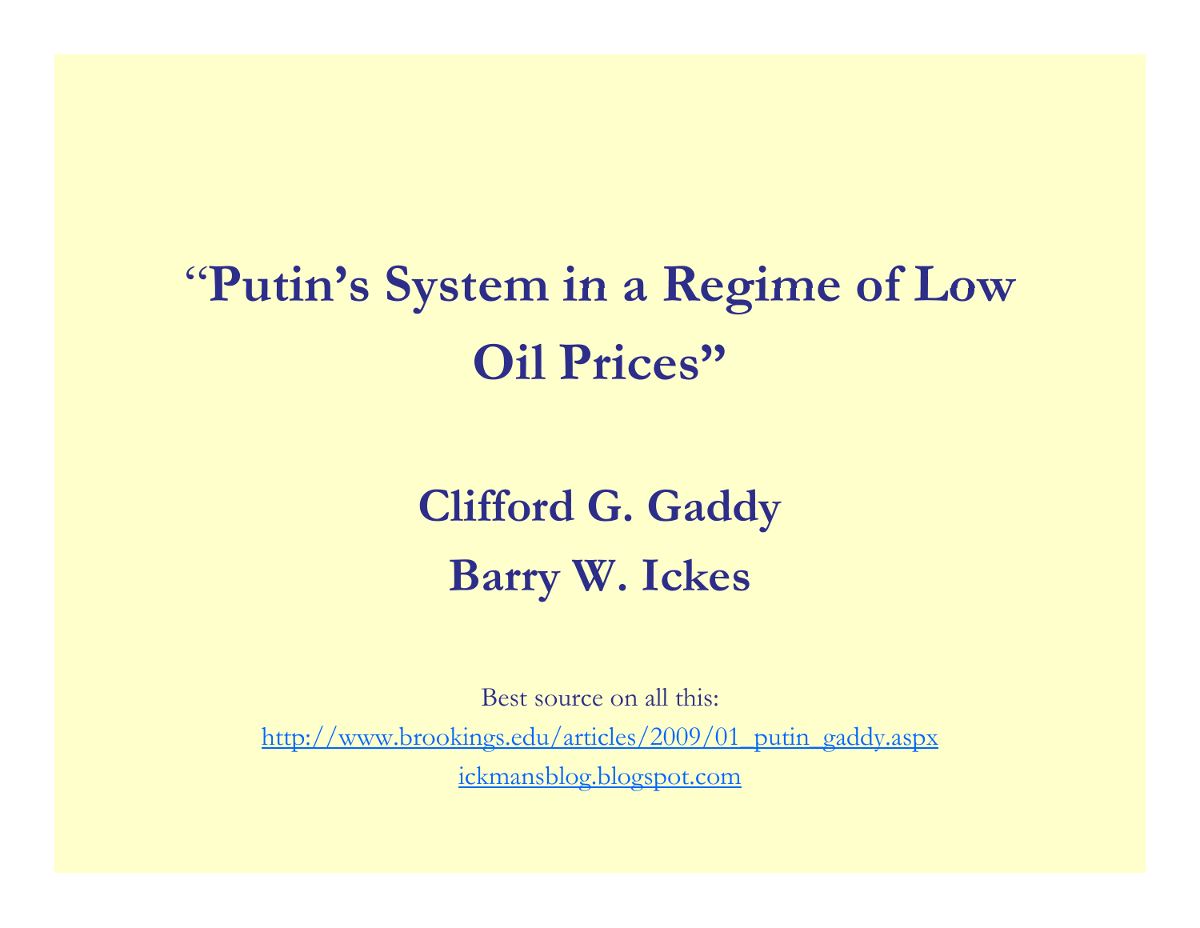# "Putin's System in a Regime of Low Oil Prices"

**Clifford G. Gaddy**

**Barry W. Ickes**

Best source on all this:

http://www.brookings.edu/articles/2009/01_putin_gaddy.aspx

ickmansblog.blogspot.com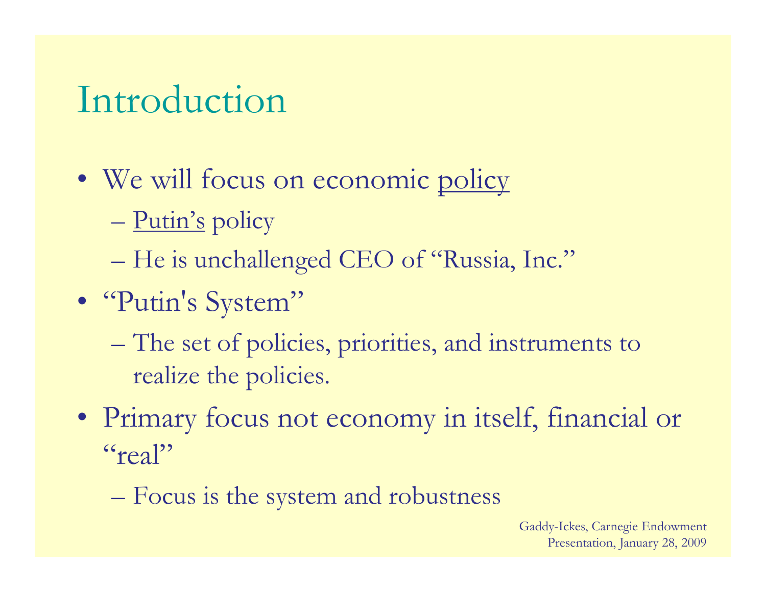# Introduction

- We will focus on economic <u>policy</u>
  - <u>Putin's</u> policy
  - He is unchallenged CEO of "Russia, Inc."
- "Putin's System"
  - The set of policies, priorities, and instruments to realize the policies.
- Primary focus not economy in itself, financial or "real"
  - Focus is the system and robustness

Gaddy-Ickes, Carnegie Endowment
Presentation, January 28, 2009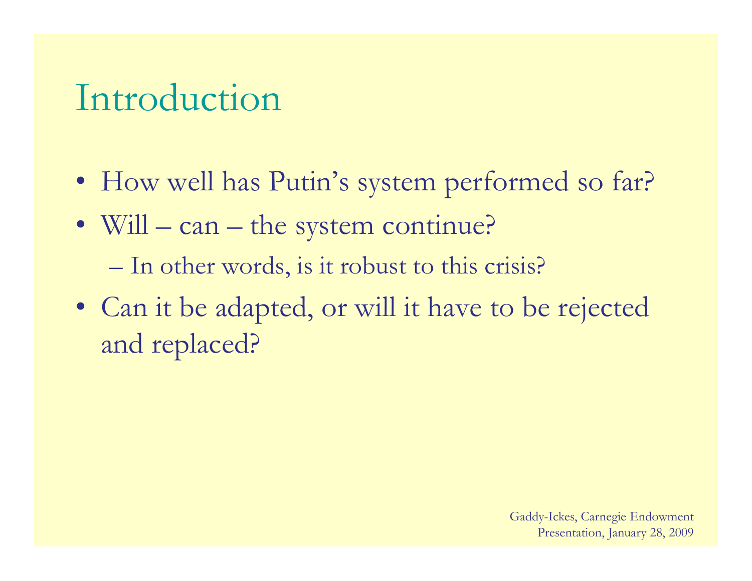# Introduction

- How well has Putin's system performed so far?
- Will – can – the system continue?
  - In other words, is it robust to this crisis?
- Can it be adapted, or will it have to be rejected and replaced?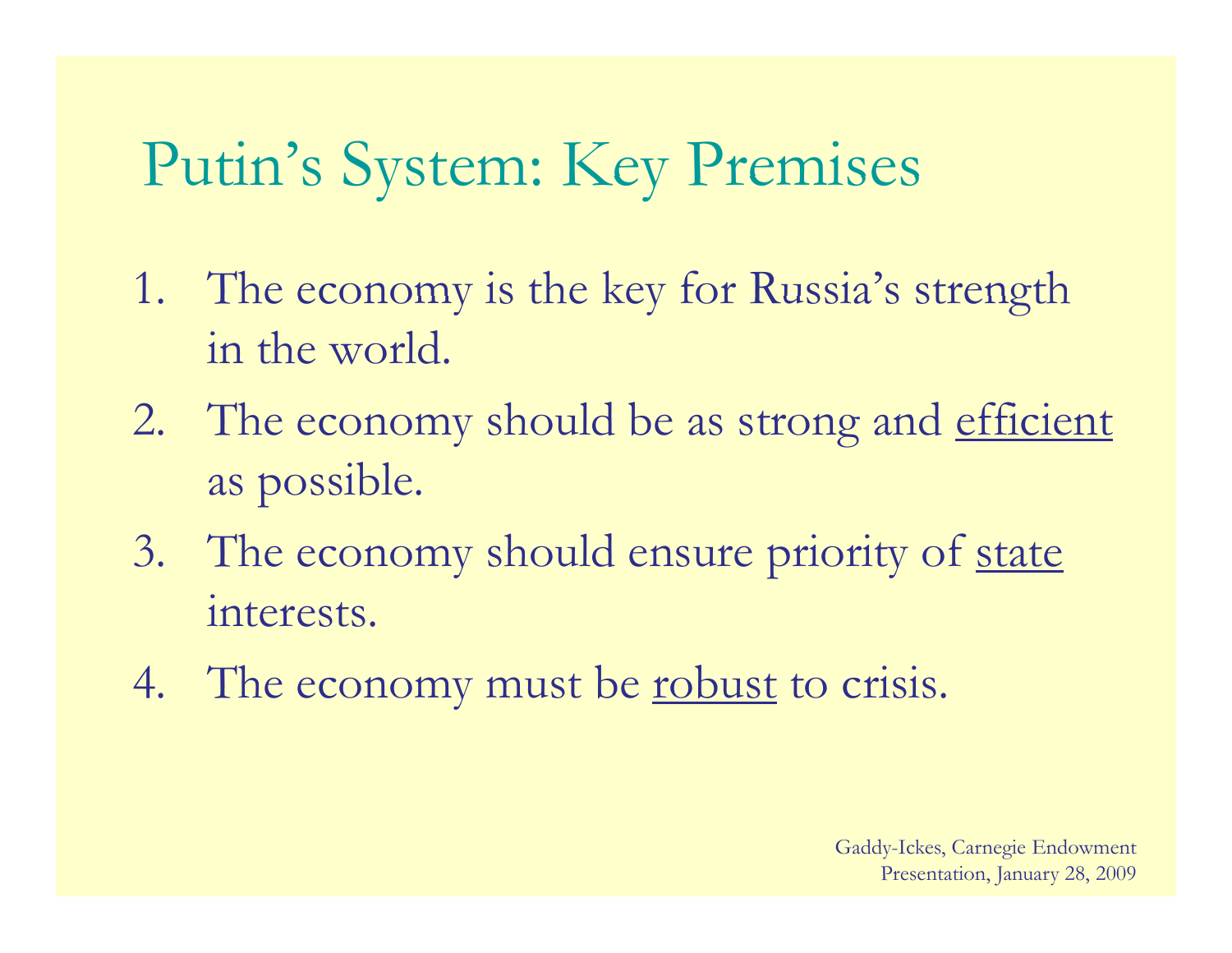# Putin's System: Key Premises

1. The economy is the key for Russia's strength in the world.
2. The economy should be as strong and <u>efficient</u> as possible.
3. The economy should ensure priority of <u>state</u> interests.
4. The economy must be <u>robust</u> to crisis.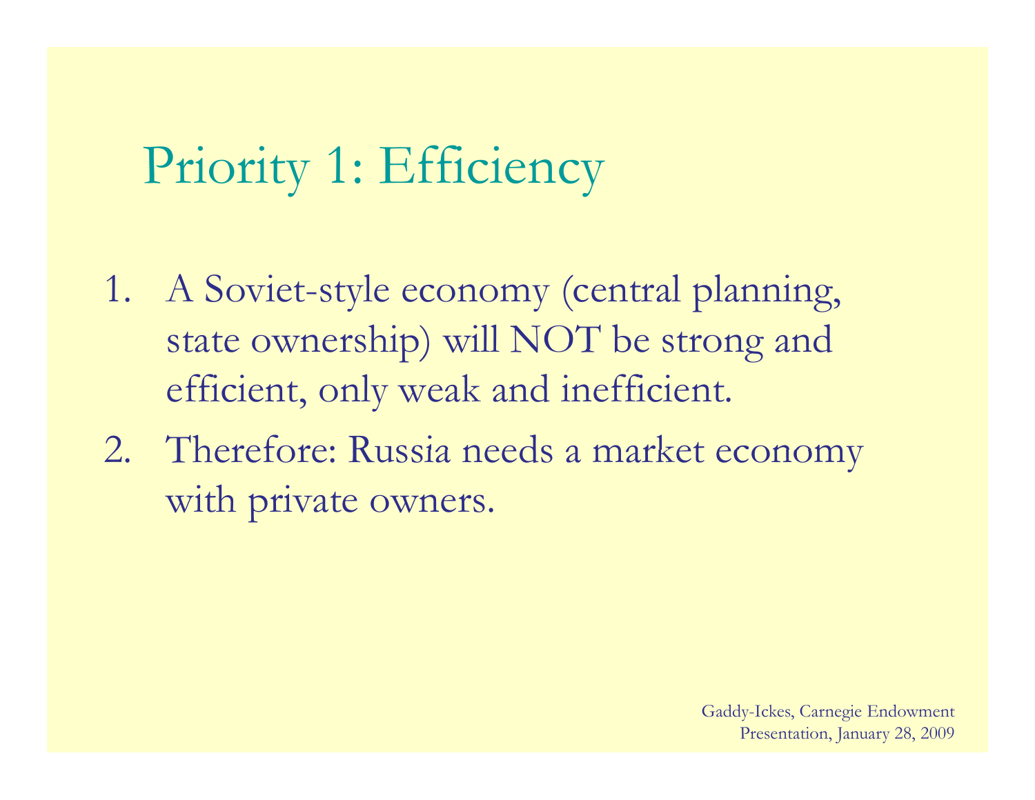# Priority 1: Efficiency

1. A Soviet-style economy (central planning, state ownership) will NOT be strong and efficient, only weak and inefficient.
2. Therefore: Russia needs a market economy with private owners.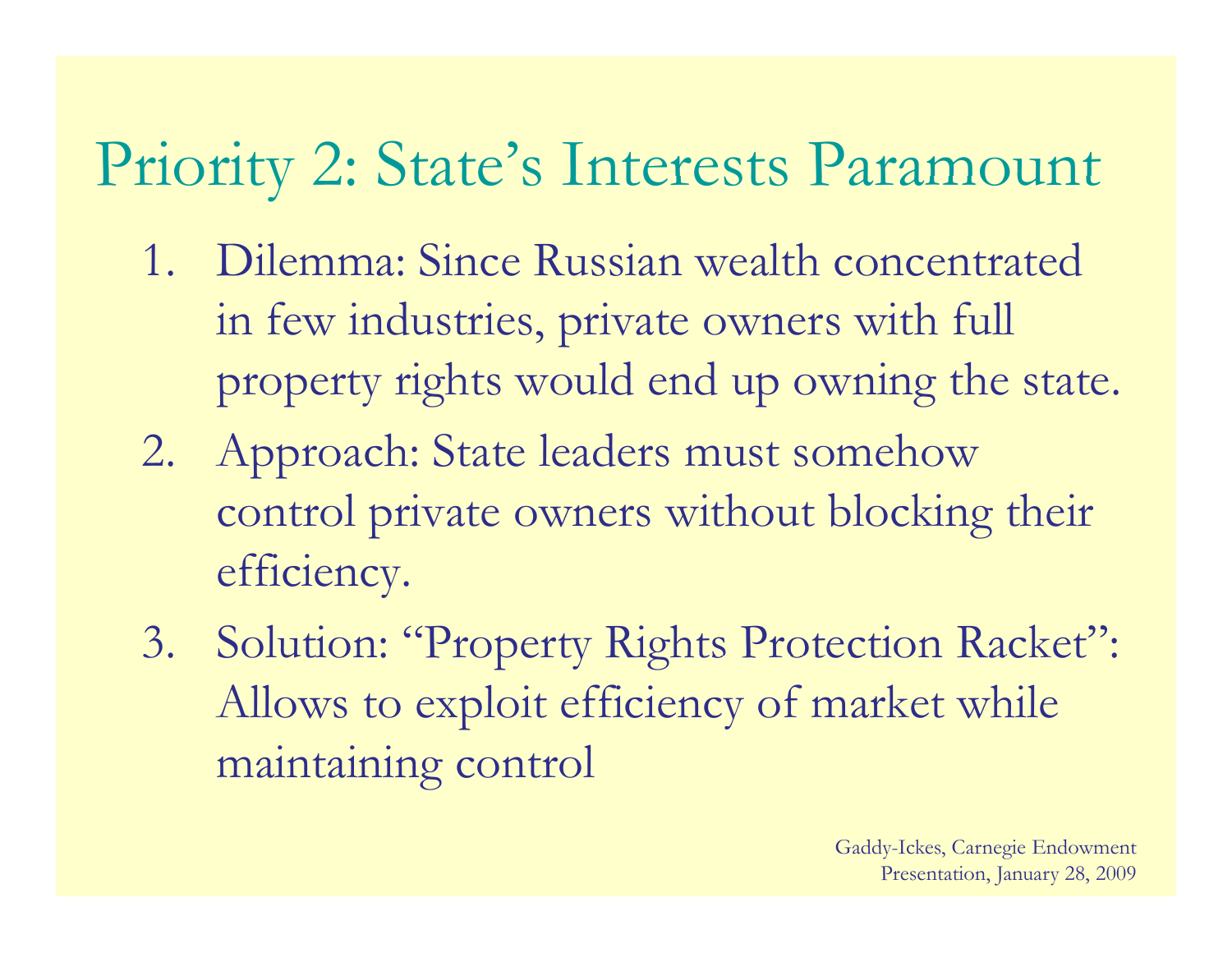# Priority 2: State's Interests Paramount

1. Dilemma: Since Russian wealth concentrated in few industries, private owners with full property rights would end up owning the state.
2. Approach: State leaders must somehow control private owners without blocking their efficiency.
3. Solution: "Property Rights Protection Racket": Allows to exploit efficiency of market while maintaining control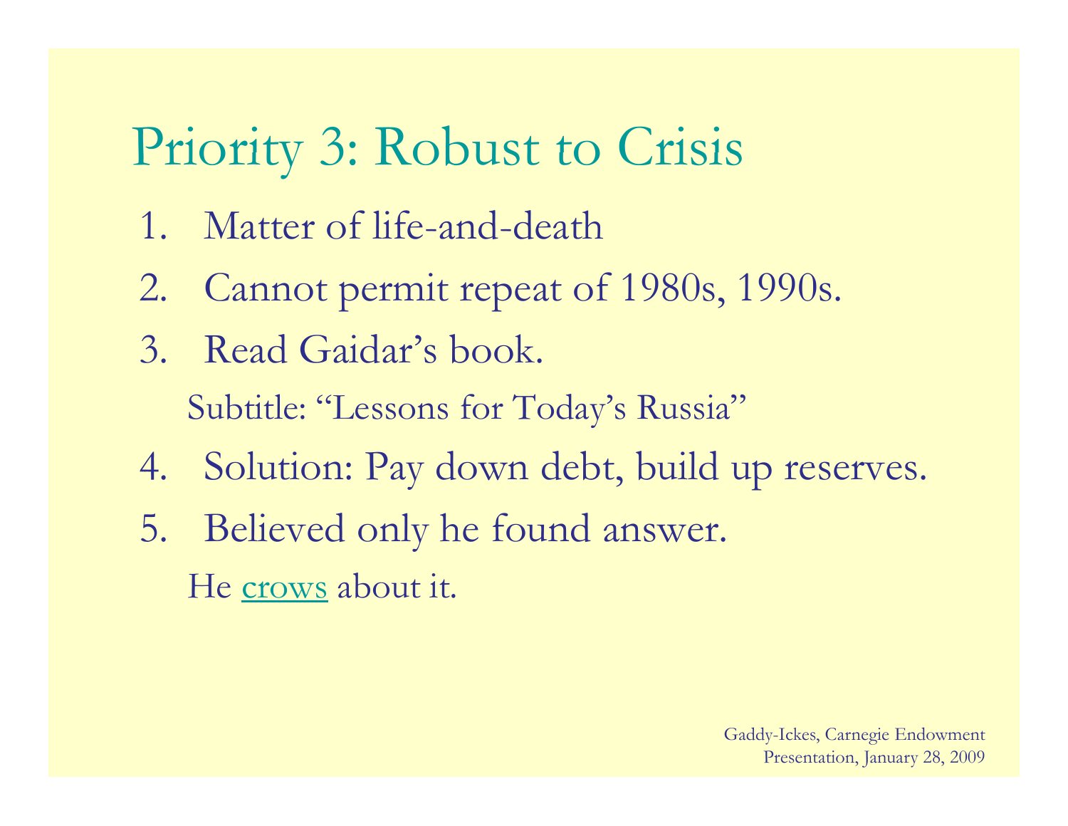# Priority 3: Robust to Crisis

1. Matter of life-and-death
2. Cannot permit repeat of 1980s, 1990s.
3. Read Gaidar's book.

   Subtitle: "Lessons for Today's Russia"
4. Solution: Pay down debt, build up reserves.
5. Believed only he found answer.

   He crows about it.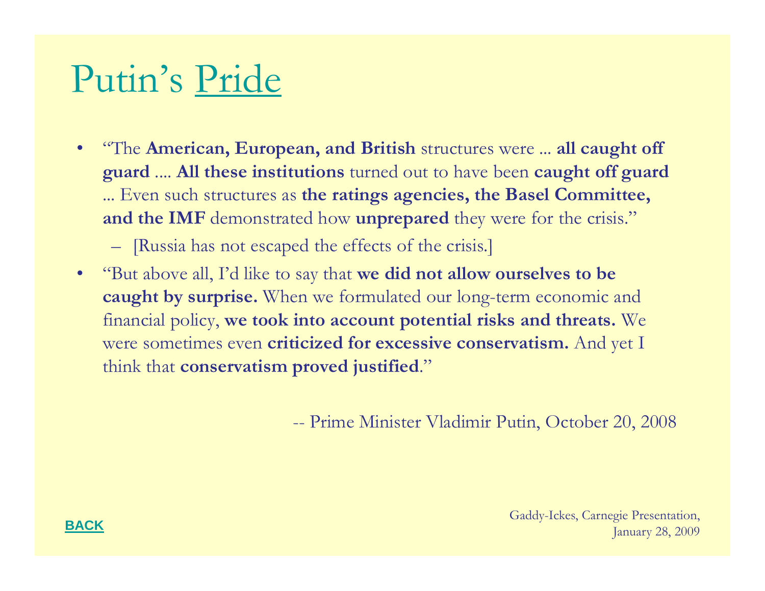# Putin's Pride

- "The **American, European, and British** structures were ... **all caught off guard** .... **All these institutions** turned out to have been **caught off guard** ... Even such structures as **the ratings agencies, the Basel Committee, and the IMF** demonstrated how **unprepared** they were for the crisis."
  - [Russia has not escaped the effects of the crisis.]
- "But above all, I'd like to say that **we did not allow ourselves to be caught by surprise.** When we formulated our long-term economic and financial policy, **we took into account potential risks and threats.** We were sometimes even **criticized for excessive conservatism.** And yet I think that **conservatism proved justified**."

-- Prime Minister Vladimir Putin, October 20, 2008

BACK

Gaddy-Ickes, Carnegie Presentation, January 28, 2009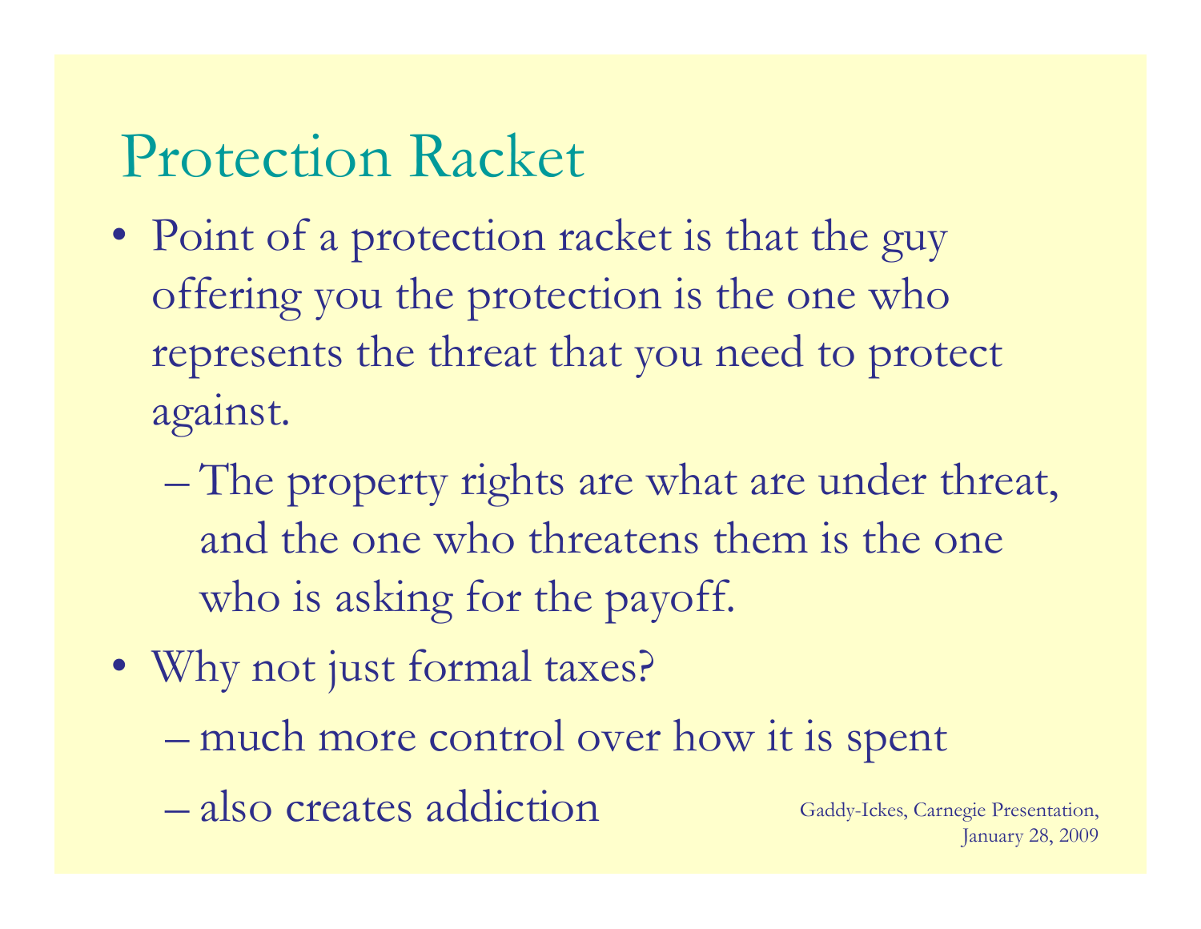# Protection Racket

- Point of a protection racket is that the guy offering you the protection is the one who represents the threat that you need to protect against.
  - The property rights are what are under threat, and the one who threatens them is the one who is asking for the payoff.
- Why not just formal taxes?
  - much more control over how it is spent
  - also creates addiction

Gaddy-Ickes, Carnegie Presentation, January 28, 2009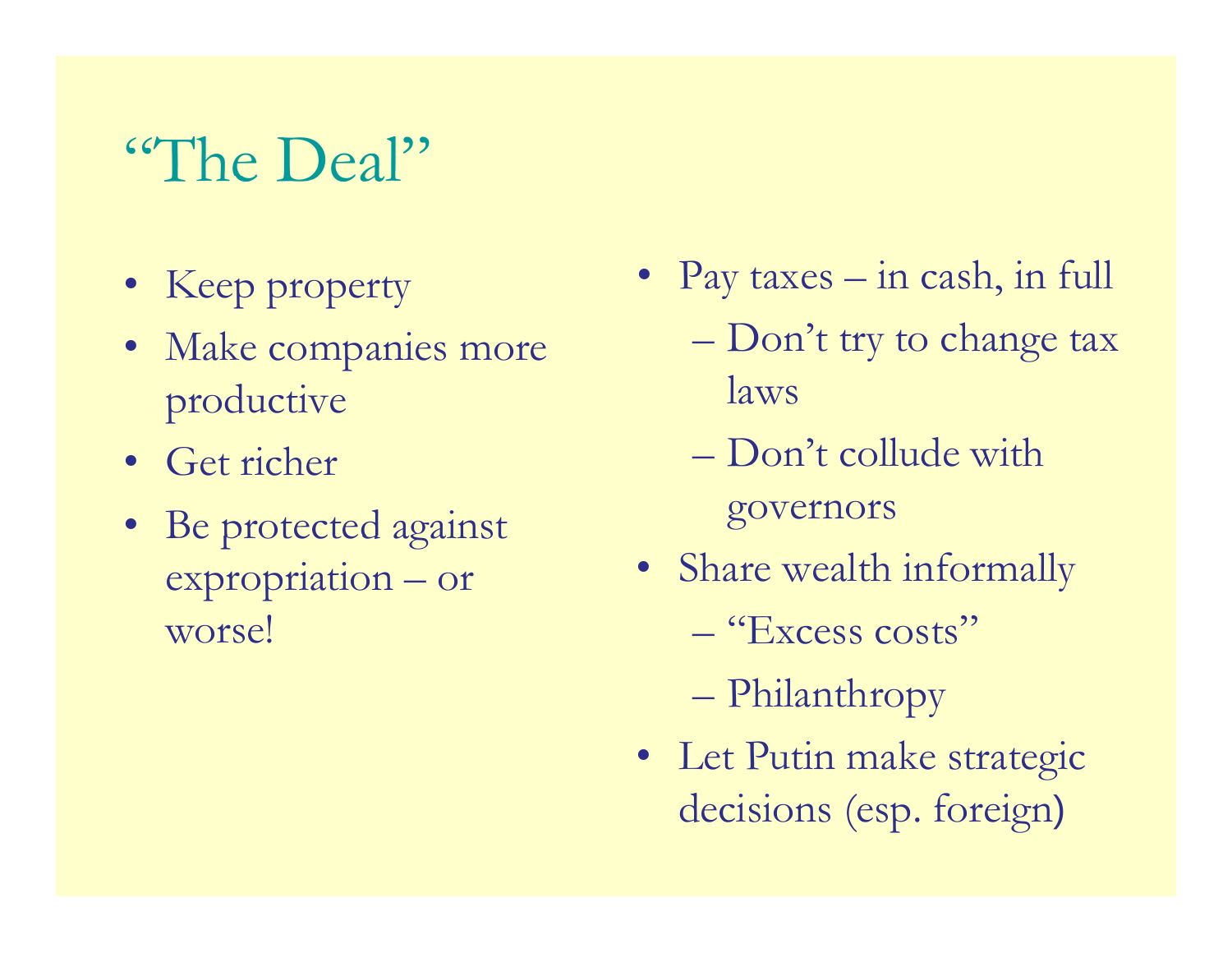# "The Deal"

- Keep property
- Make companies more productive
- Get richer
- Be protected against expropriation – or worse!

- Pay taxes – in cash, in full
  - Don't try to change tax laws
  - Don't collude with governors
- Share wealth informally
  - "Excess costs"
  - Philanthropy
- Let Putin make strategic decisions (esp. foreign)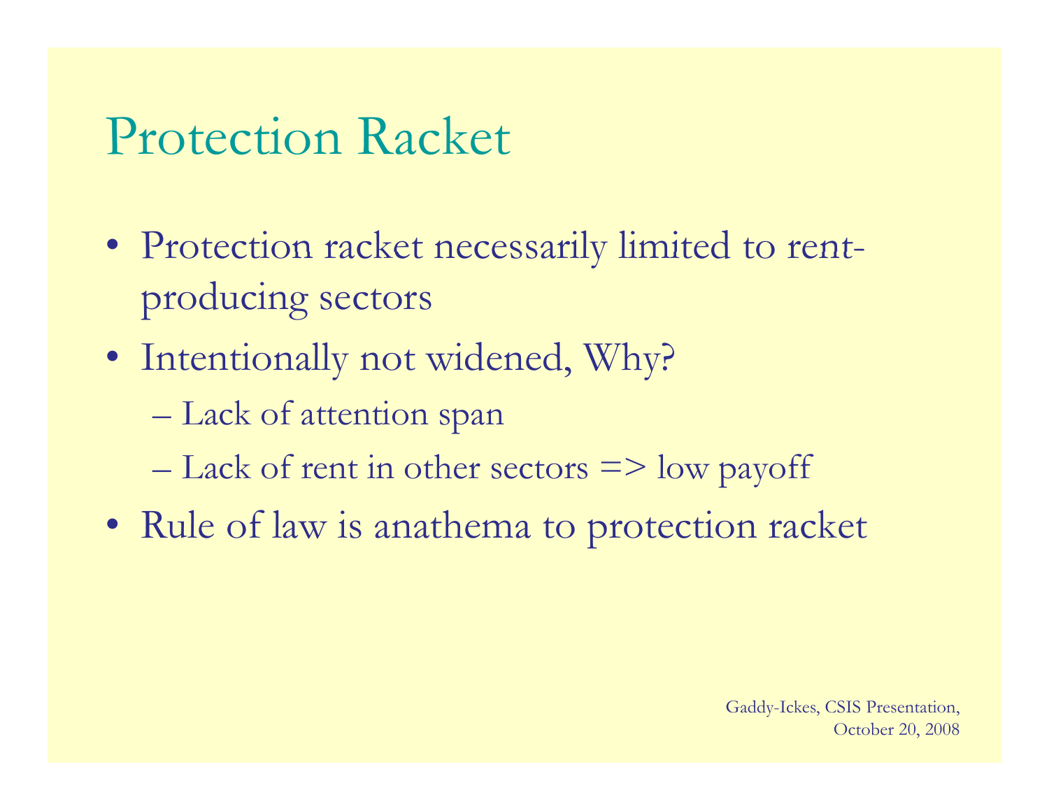# Protection Racket

- Protection racket necessarily limited to rent-producing sectors
- Intentionally not widened, Why?
  - Lack of attention span
  - Lack of rent in other sectors => low payoff
- Rule of law is anathema to protection racket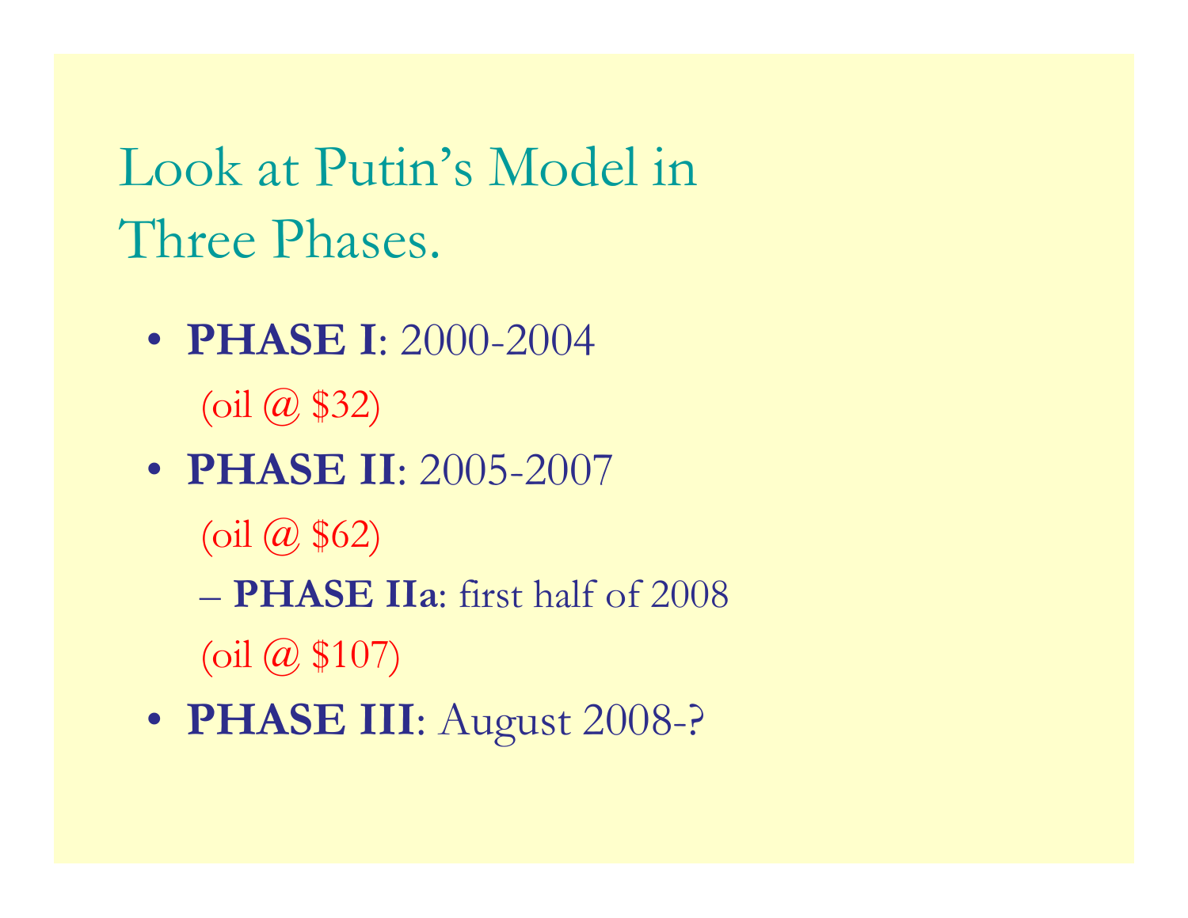# Look at Putin's Model in Three Phases.

- **PHASE I**: 2000-2004
  (oil @ $32)
- **PHASE II**: 2005-2007
  (oil @ $62)
  - **PHASE IIa**: first half of 2008
  (oil @ $107)
- **PHASE III**: August 2008-?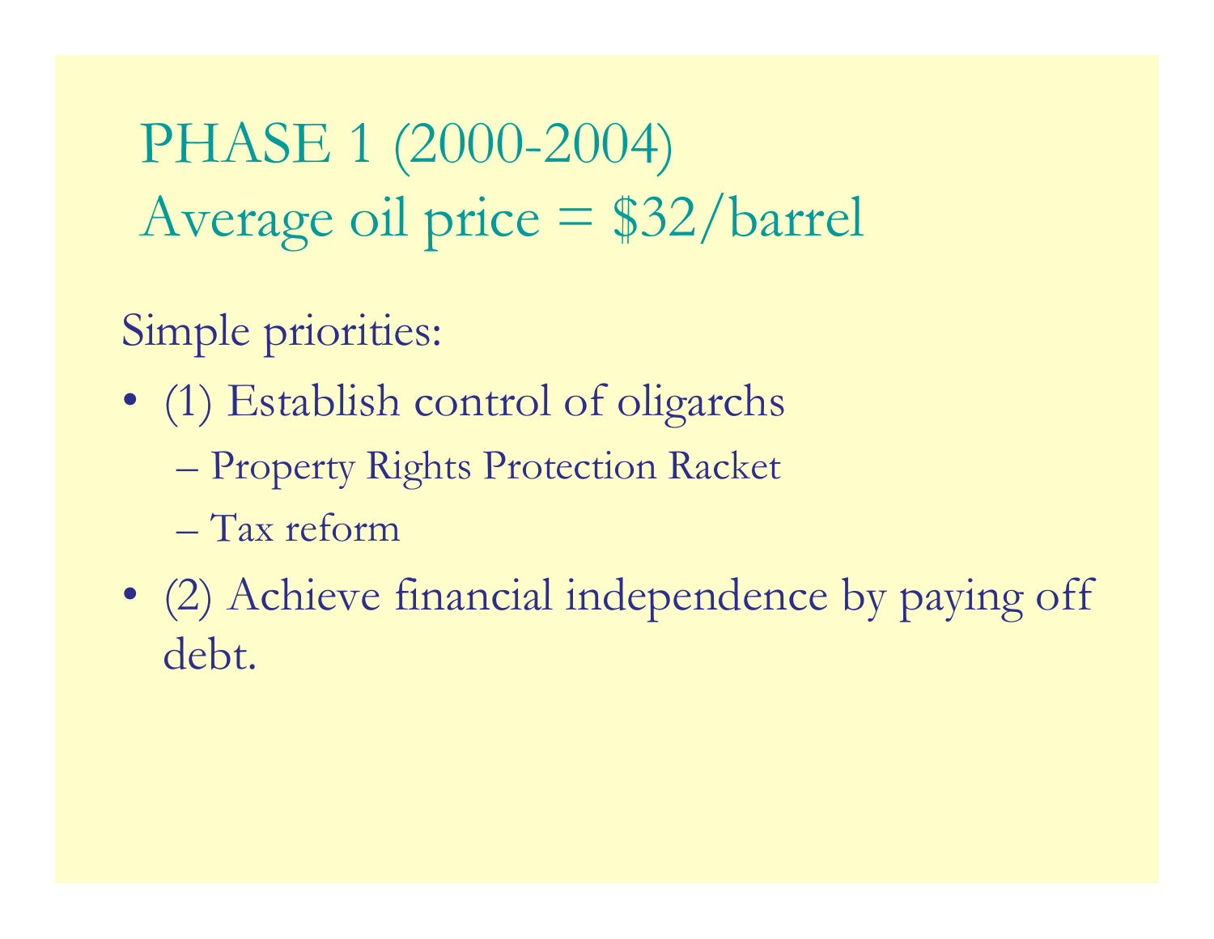# PHASE 1 (2000-2004)
# Average oil price = $32/barrel

Simple priorities:

- (1) Establish control of oligarchs
  - Property Rights Protection Racket
  - Tax reform
- (2) Achieve financial independence by paying off debt.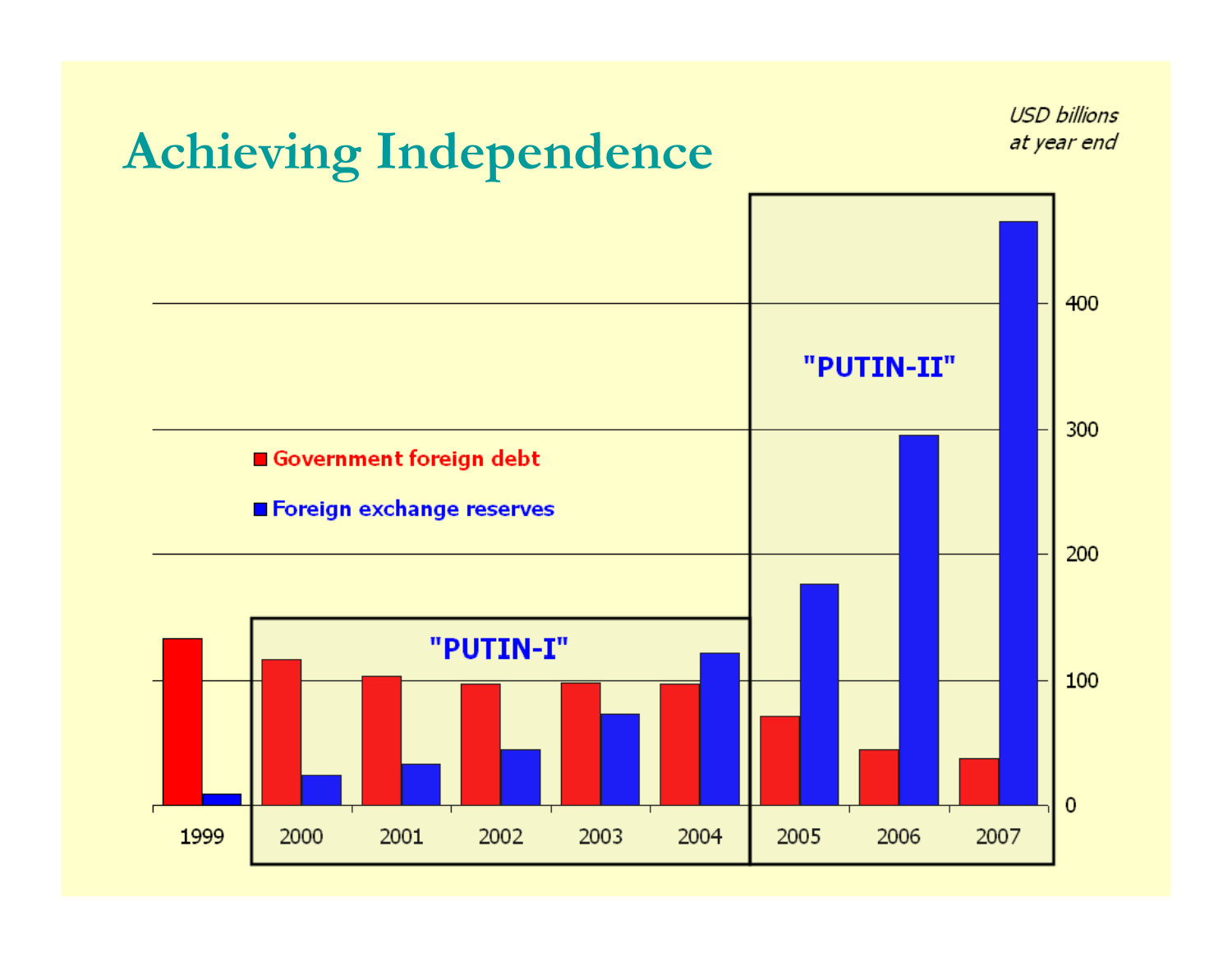# Achieving Independence

*USD billions at year end*

■ Government foreign debt

■ Foreign exchange reserves

"PUTIN-I"

"PUTIN-II"

400

300

200

100

0

1999 2000 2001 2002 2003 2004 2005 2006 2007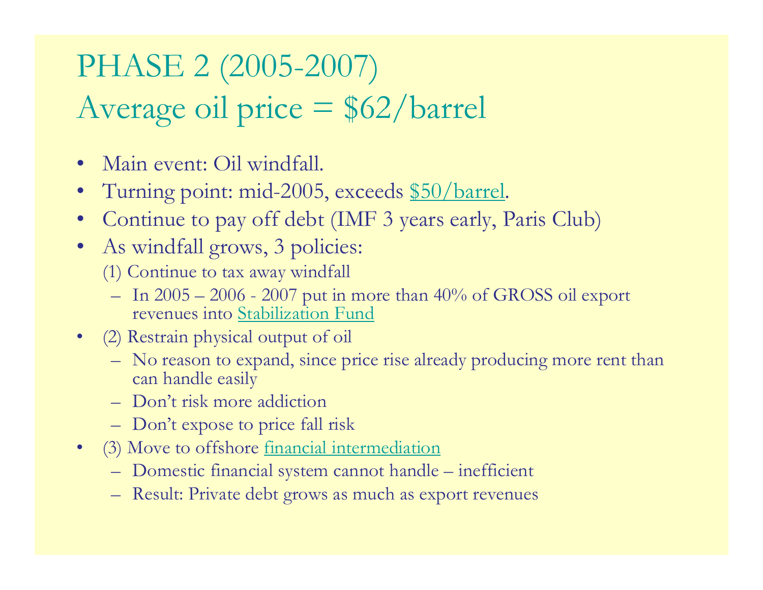# PHASE 2 (2005-2007)
# Average oil price = $62/barrel

- Main event: Oil windfall.
- Turning point: mid-2005, exceeds $50/barrel.
- Continue to pay off debt (IMF 3 years early, Paris Club)
- As windfall grows, 3 policies:
  (1) Continue to tax away windfall
  - In 2005 – 2006 - 2007 put in more than 40% of GROSS oil export revenues into Stabilization Fund
- (2) Restrain physical output of oil
  - No reason to expand, since price rise already producing more rent than can handle easily
  - Don't risk more addiction
  - Don't expose to price fall risk
- (3) Move to offshore financial intermediation
  - Domestic financial system cannot handle – inefficient
  - Result: Private debt grows as much as export revenues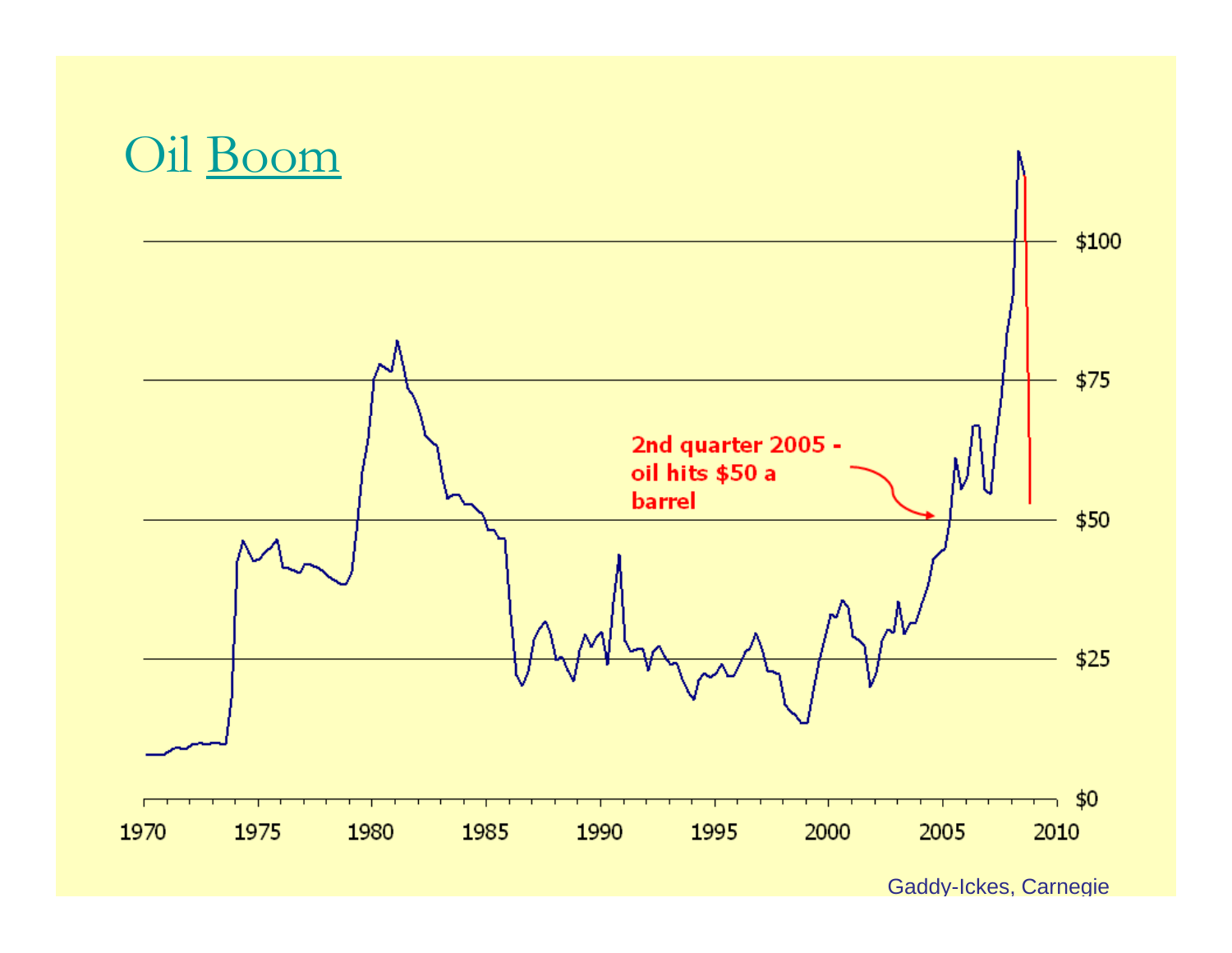# Oil Boom

2nd quarter 2005 - oil hits $50 a barrel

$100

$75

$50

$25

$0

1970 1975 1980 1985 1990 1995 2000 2005 2010

Gaddy-Ickes, Carnegie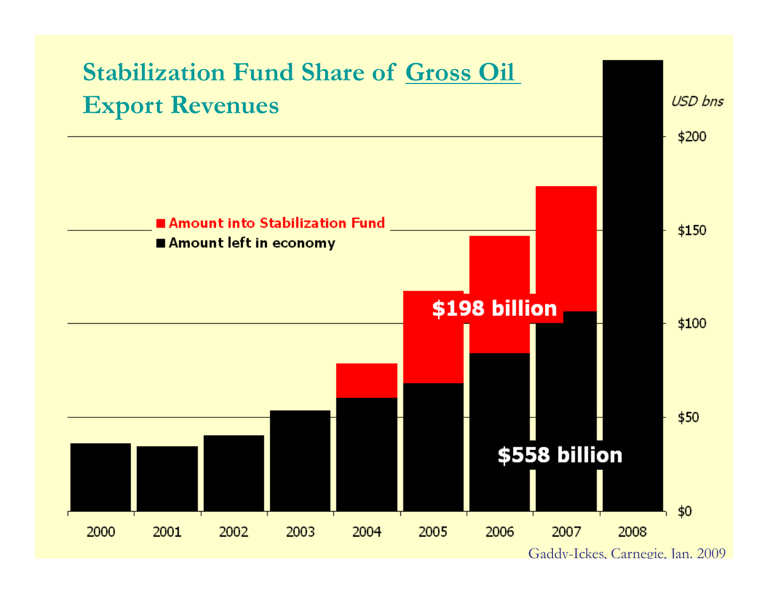# Stabilization Fund Share of Gross Oil Export Revenues

USD bns

■ Amount into Stabilization Fund
■ Amount left in economy

$198 billion

$558 billion

$200
$150
$100
$50
$0

2000 2001 2002 2003 2004 2005 2006 2007 2008

Gaddy-Ickes, Carnegie, Jan. 2009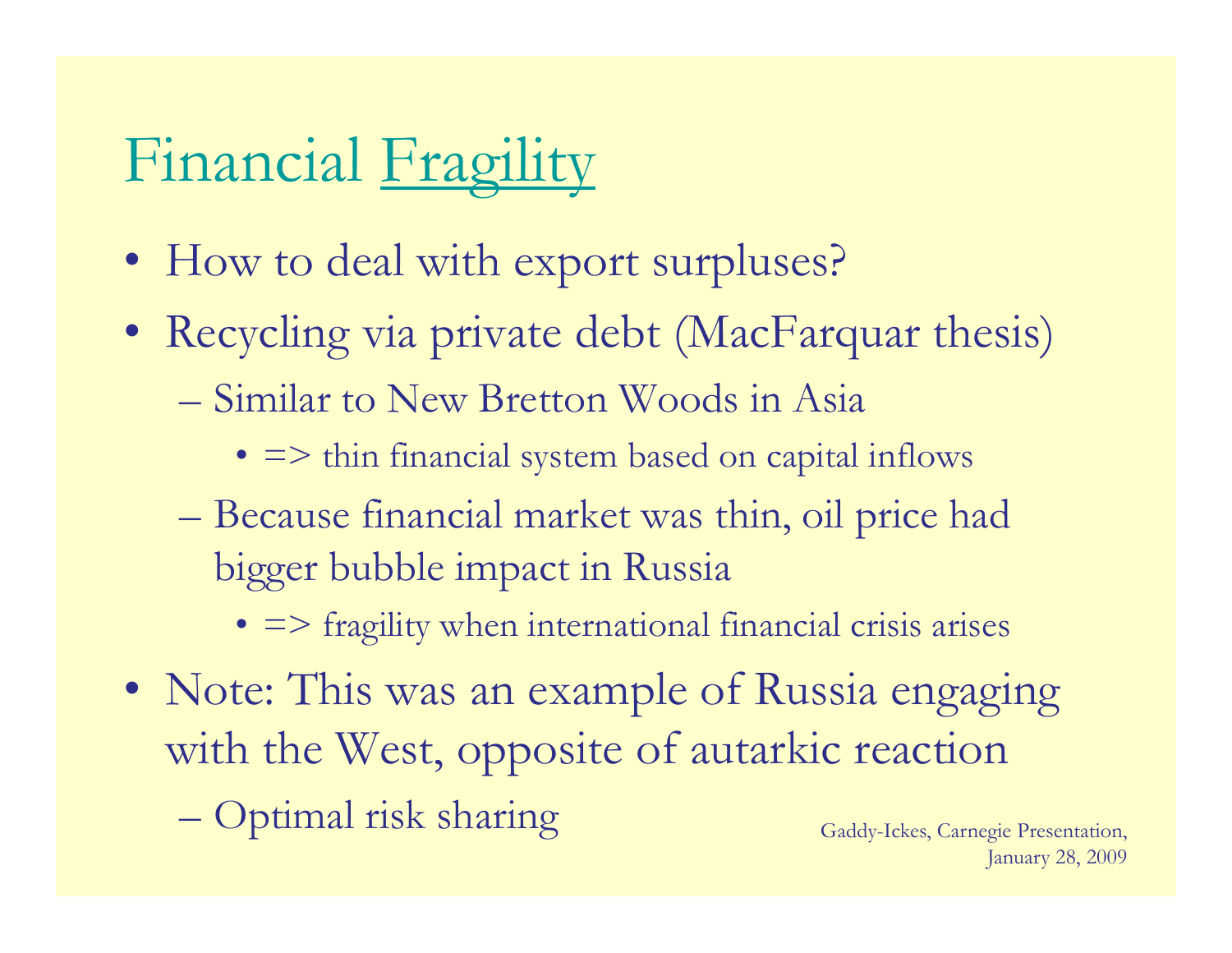# Financial Fragility

- How to deal with export surpluses?
- Recycling via private debt (MacFarquar thesis)
  - Similar to New Bretton Woods in Asia
    - => thin financial system based on capital inflows
  - Because financial market was thin, oil price had bigger bubble impact in Russia
    - => fragility when international financial crisis arises
- Note: This was an example of Russia engaging with the West, opposite of autarkic reaction
  - Optimal risk sharing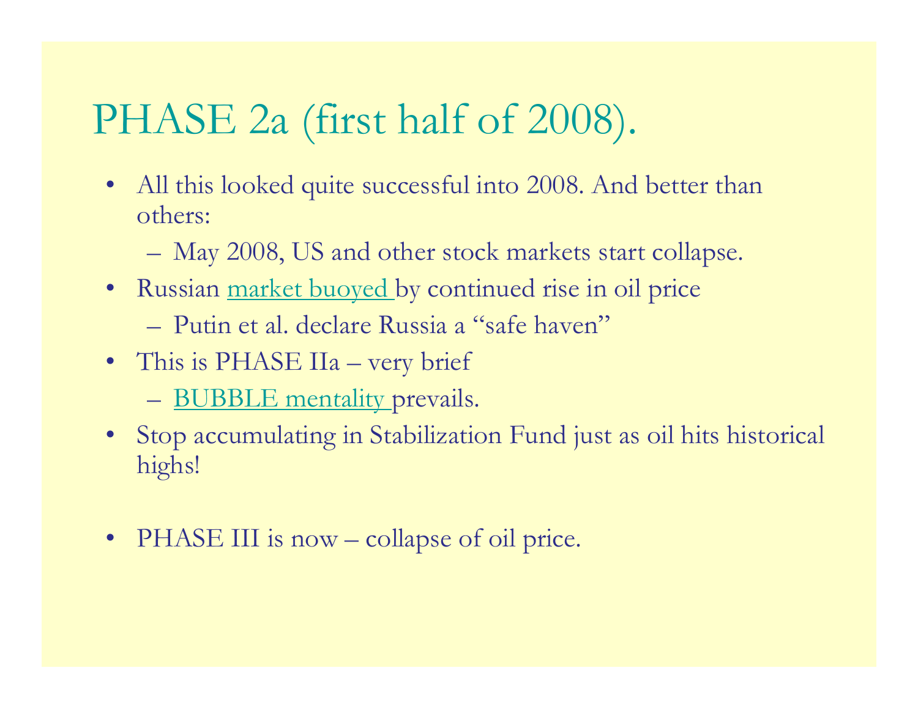# PHASE 2a (first half of 2008).

- All this looked quite successful into 2008. And better than others:
  - May 2008, US and other stock markets start collapse.
- Russian market buoyed by continued rise in oil price
  - Putin et al. declare Russia a "safe haven"
- This is PHASE IIa – very brief
  - BUBBLE mentality prevails.
- Stop accumulating in Stabilization Fund just as oil hits historical highs!

- PHASE III is now – collapse of oil price.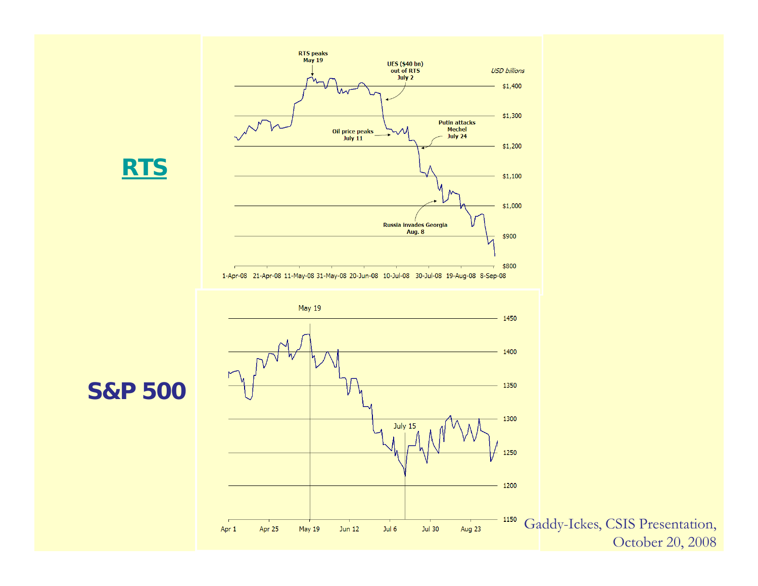# RTS

RTS peaks May 19

UES ($40 bn) out of RTS July 2

USD billions

Oil price peaks July 11

Putin attacks Mechel July 24

Russia invades Georgia Aug. 8

$1,400
$1,300
$1,200
$1,100
$1,000
$900
$800

1-Apr-08 21-Apr-08 11-May-08 31-May-08 20-Jun-08 10-Jul-08 30-Jul-08 19-Aug-08 8-Sep-08

# S&P 500

May 19

July 15

1450
1400
1350
1300
1250
1200
1150

Apr 1 Apr 25 May 19 Jun 12 Jul 6 Jul 30 Aug 23

Gaddy-Ickes, CSIS Presentation, October 20, 2008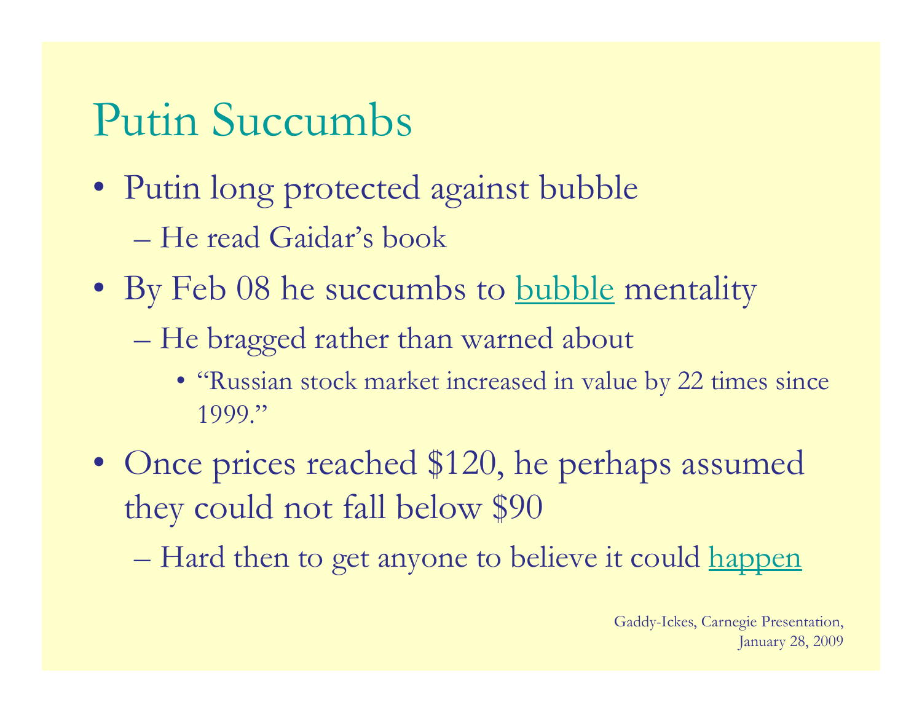# Putin Succumbs

- Putin long protected against bubble
  - He read Gaidar's book
- By Feb 08 he succumbs to bubble mentality
  - He bragged rather than warned about
    - "Russian stock market increased in value by 22 times since 1999."
- Once prices reached $120, he perhaps assumed they could not fall below $90
  - Hard then to get anyone to believe it could happen

Gaddy-Ickes, Carnegie Presentation, January 28, 2009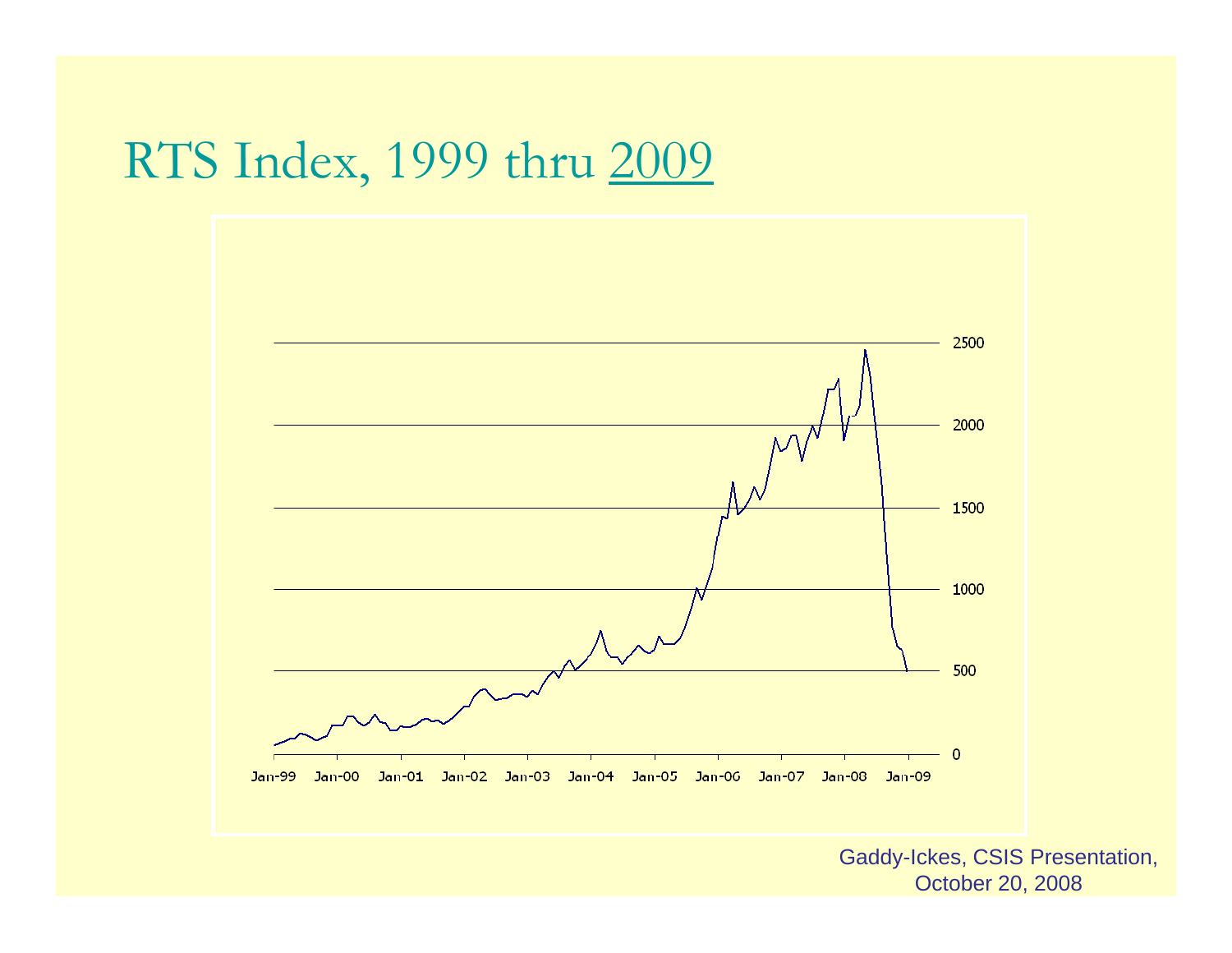# RTS Index, 1999 thru 2009

Gaddy-Ickes, CSIS Presentation, October 20, 2008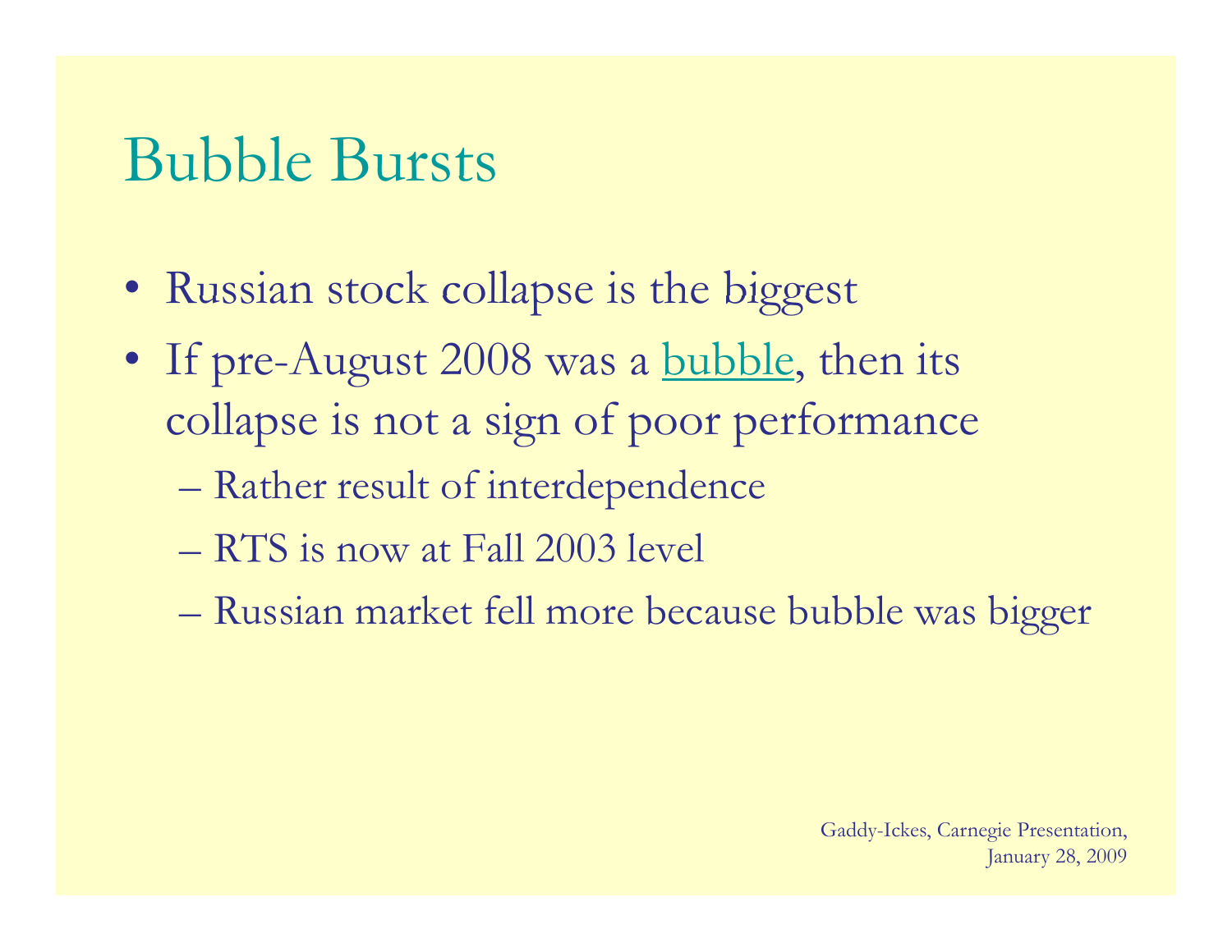# Bubble Bursts

- Russian stock collapse is the biggest
- If pre-August 2008 was a bubble, then its collapse is not a sign of poor performance
  - Rather result of interdependence
  - RTS is now at Fall 2003 level
  - Russian market fell more because bubble was bigger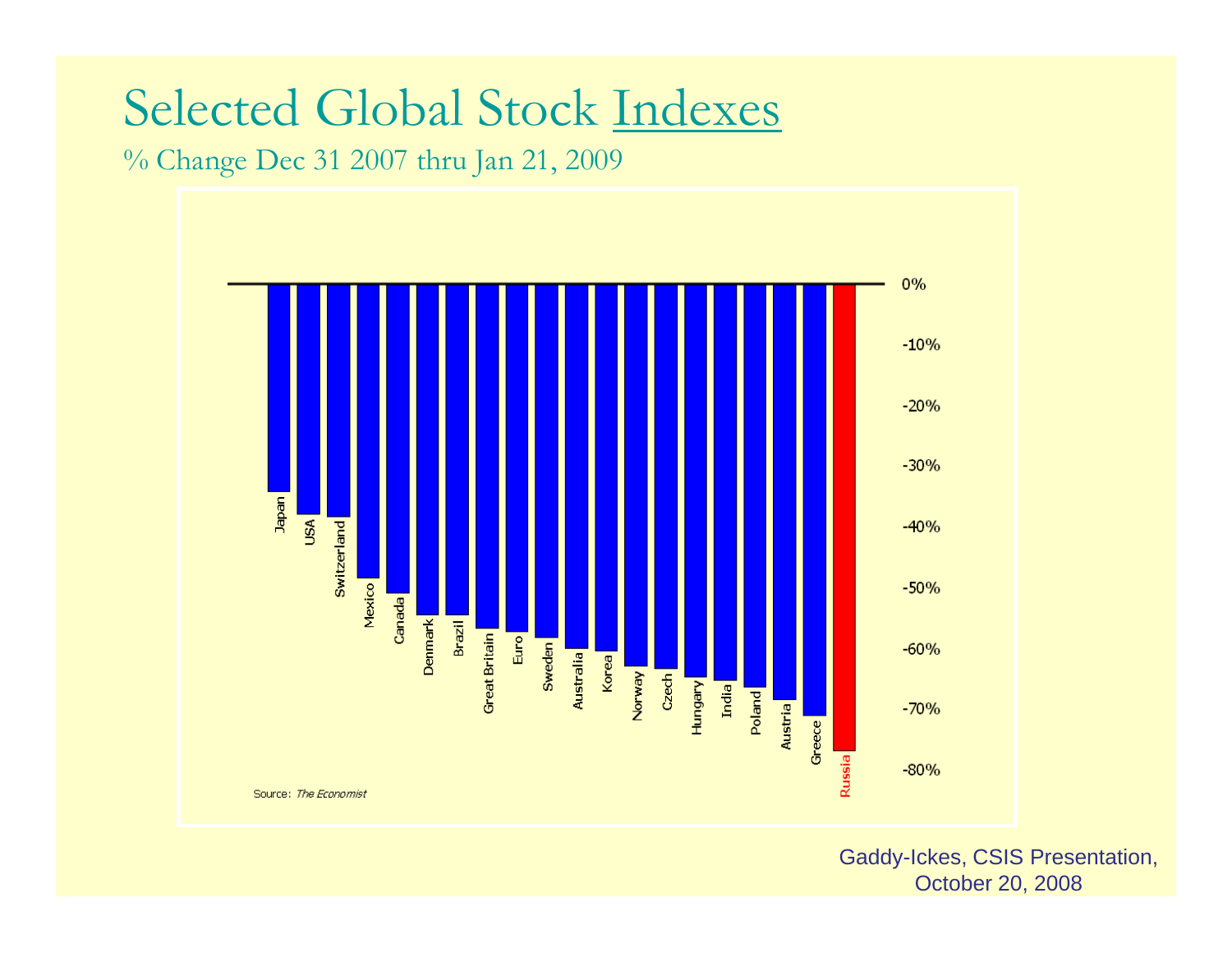# Selected Global Stock Indexes

% Change Dec 31 2007 thru Jan 21, 2009

Japan, USA, Switzerland, Mexico, Canada, Denmark, Brazil, Great Britain, Euro, Sweden, Australia, Korea, Norway, Czech, Hungary, India, Poland, Austria, Greece, Russia

0%, -10%, -20%, -30%, -40%, -50%, -60%, -70%, -80%

Source: *The Economist*

Gaddy-Ickes, CSIS Presentation, October 20, 2008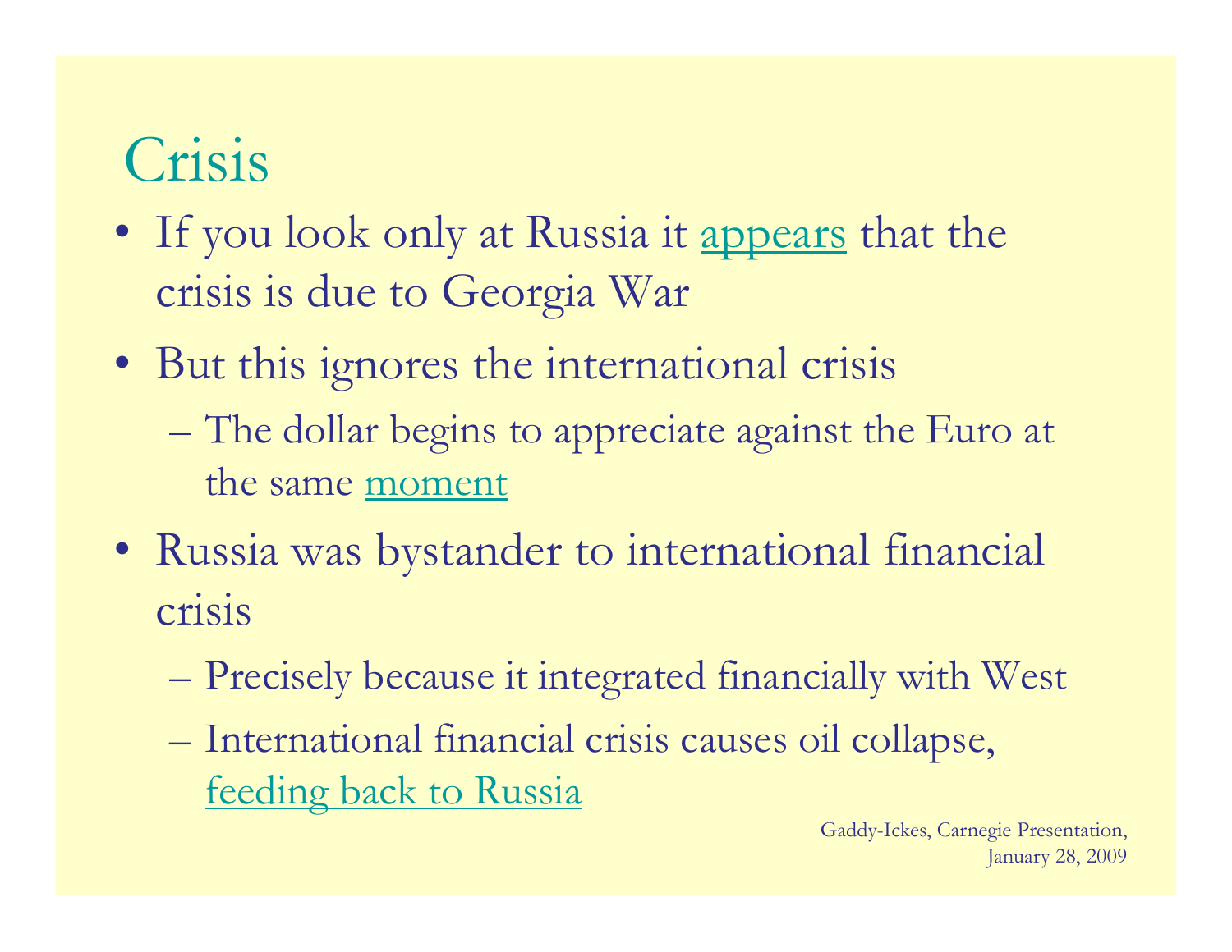# Crisis

- If you look only at Russia it appears that the crisis is due to Georgia War
- But this ignores the international crisis
  - The dollar begins to appreciate against the Euro at the same moment
- Russia was bystander to international financial crisis
  - Precisely because it integrated financially with West
  - International financial crisis causes oil collapse, feeding back to Russia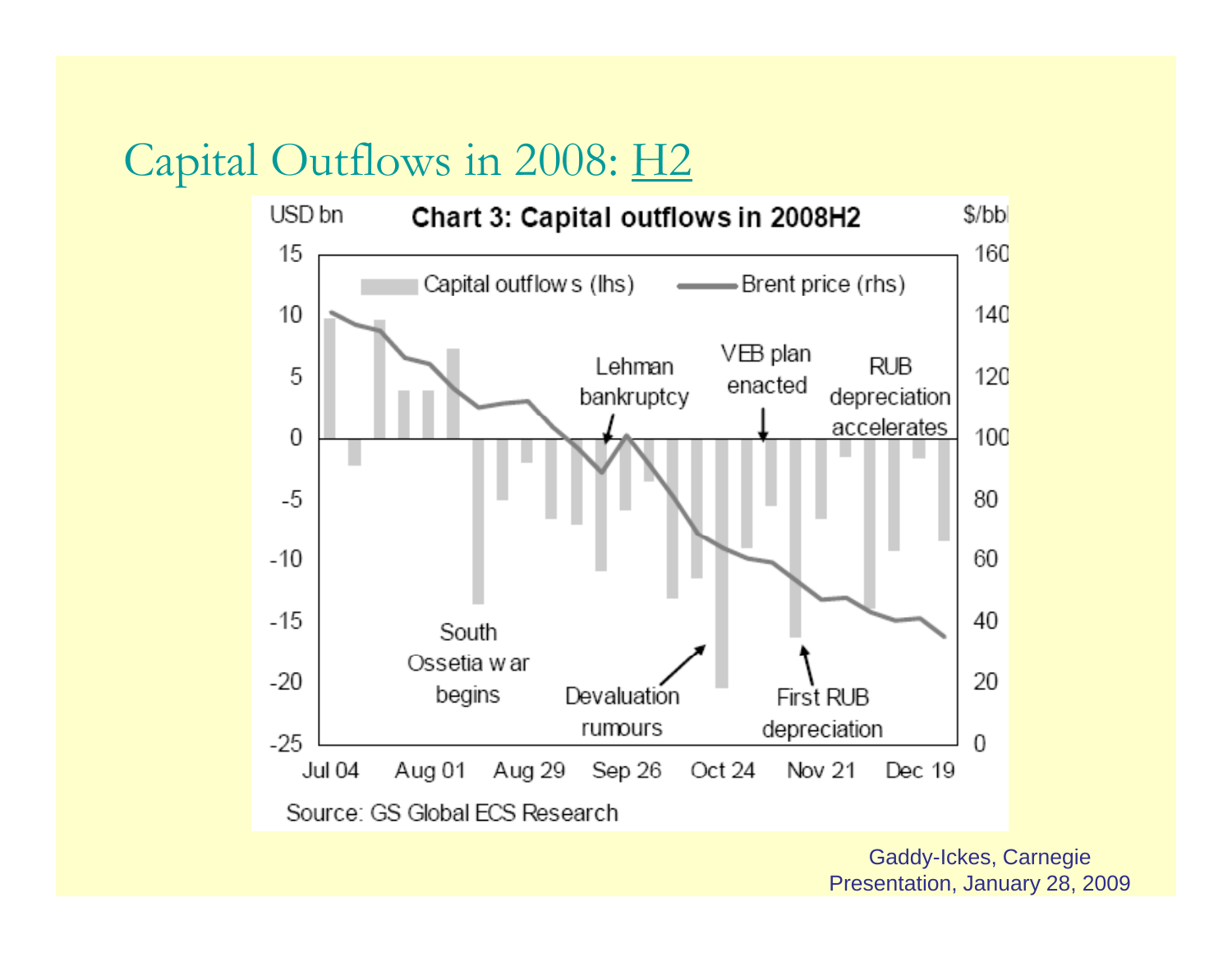# Capital Outflows in 2008: H2

**Chart 3: Capital outflows in 2008H2**

USD bn — Capital outflows (lhs); $/bbl — Brent price (rhs)

Annotations: South Ossetia war begins; Lehman bankruptcy; Devaluation rumours; VEB plan enacted; First RUB depreciation; RUB depreciation accelerates

X-axis: Jul 04, Aug 01, Aug 29, Sep 26, Oct 24, Nov 21, Dec 19

Source: GS Global ECS Research

Gaddy-Ickes, Carnegie Presentation, January 28, 2009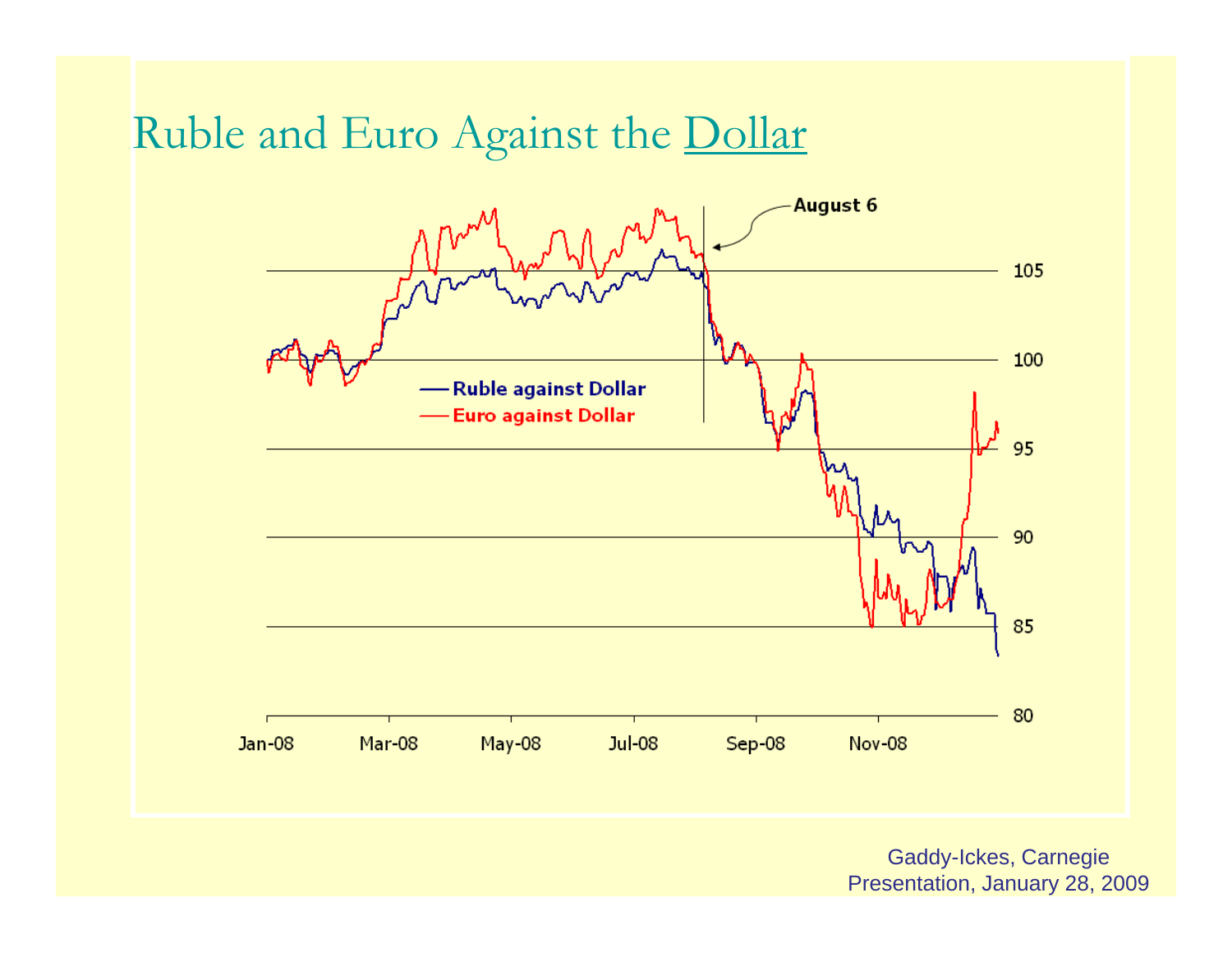# Ruble and Euro Against the Dollar

August 6

105

100

95

90

85

80

Ruble against Dollar

Euro against Dollar

Jan-08 Mar-08 May-08 Jul-08 Sep-08 Nov-08

Gaddy-Ickes, Carnegie Presentation, January 28, 2009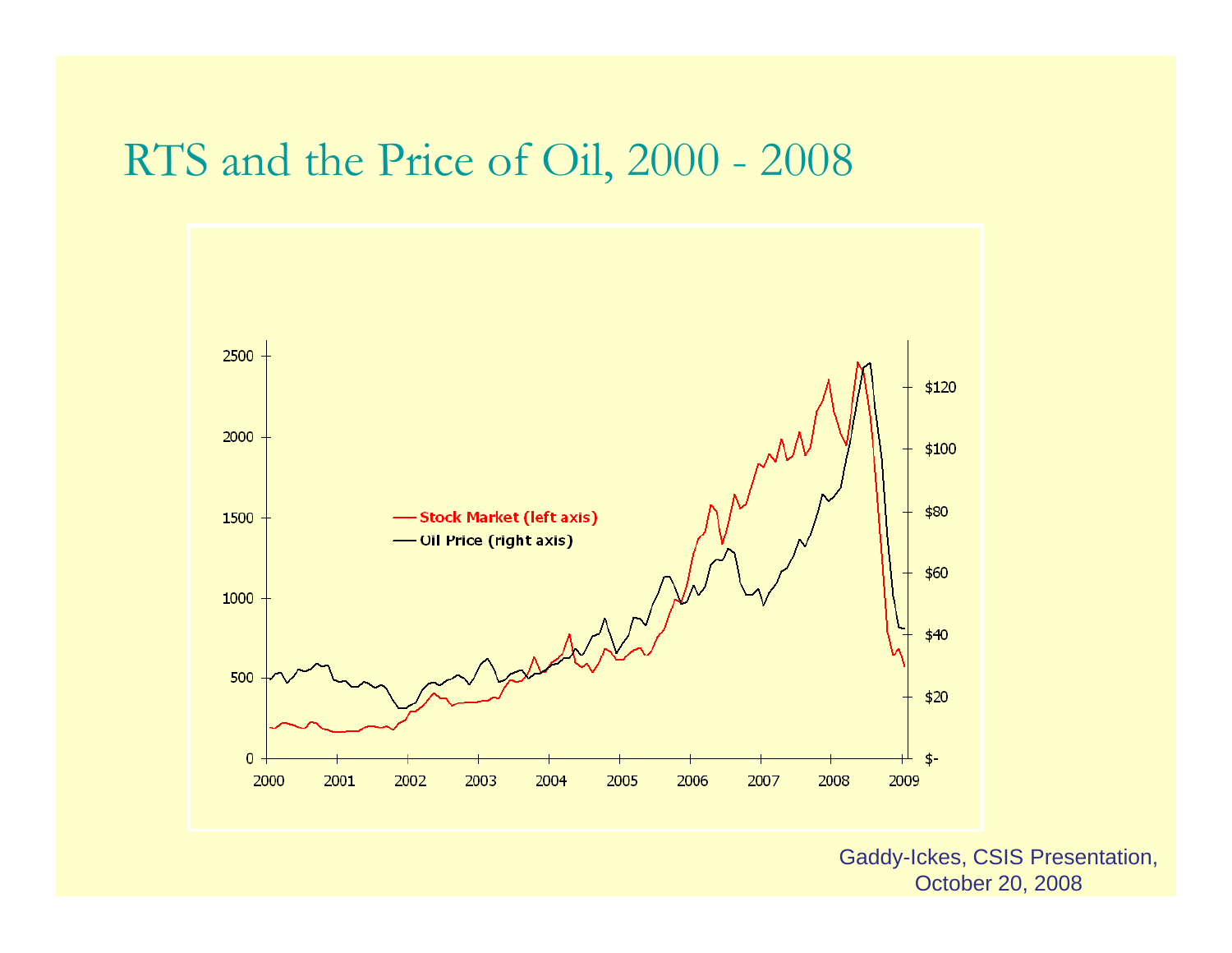# RTS and the Price of Oil, 2000 - 2008

Stock Market (left axis)

Oil Price (right axis)

Gaddy-Ickes, CSIS Presentation, October 20, 2008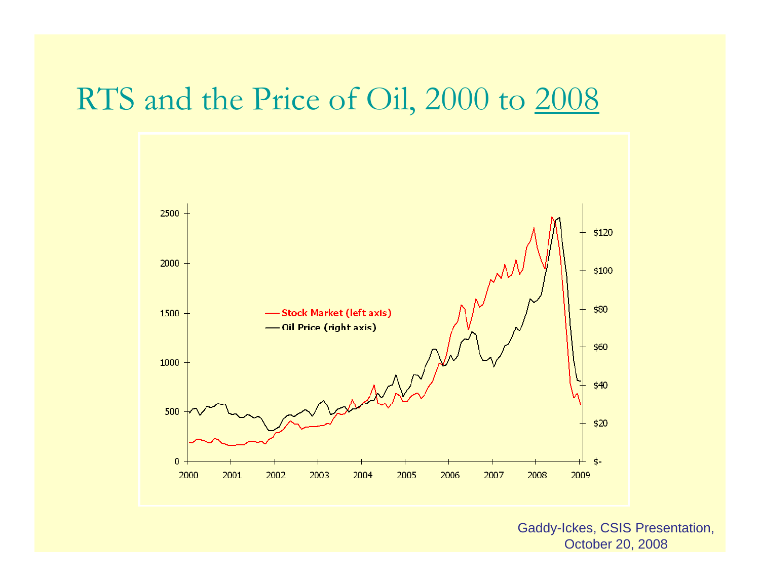# RTS and the Price of Oil, 2000 to 2008

Stock Market (left axis)

Oil Price (right axis)

Gaddy-Ickes, CSIS Presentation, October 20, 2008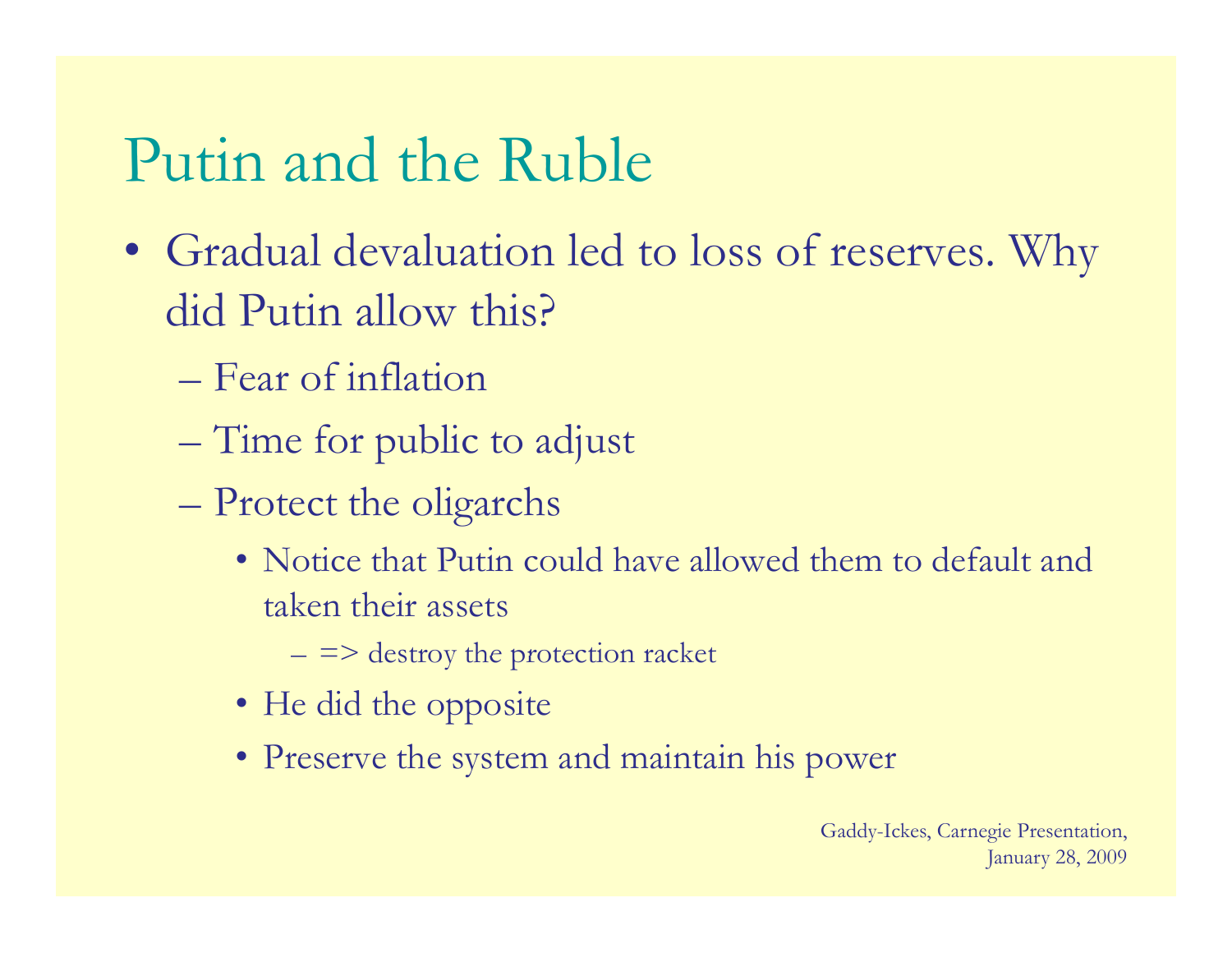# Putin and the Ruble

- Gradual devaluation led to loss of reserves. Why did Putin allow this?
  - Fear of inflation
  - Time for public to adjust
  - Protect the oligarchs
    - Notice that Putin could have allowed them to default and taken their assets
      - => destroy the protection racket
    - He did the opposite
    - Preserve the system and maintain his power

Gaddy-Ickes, Carnegie Presentation, January 28, 2009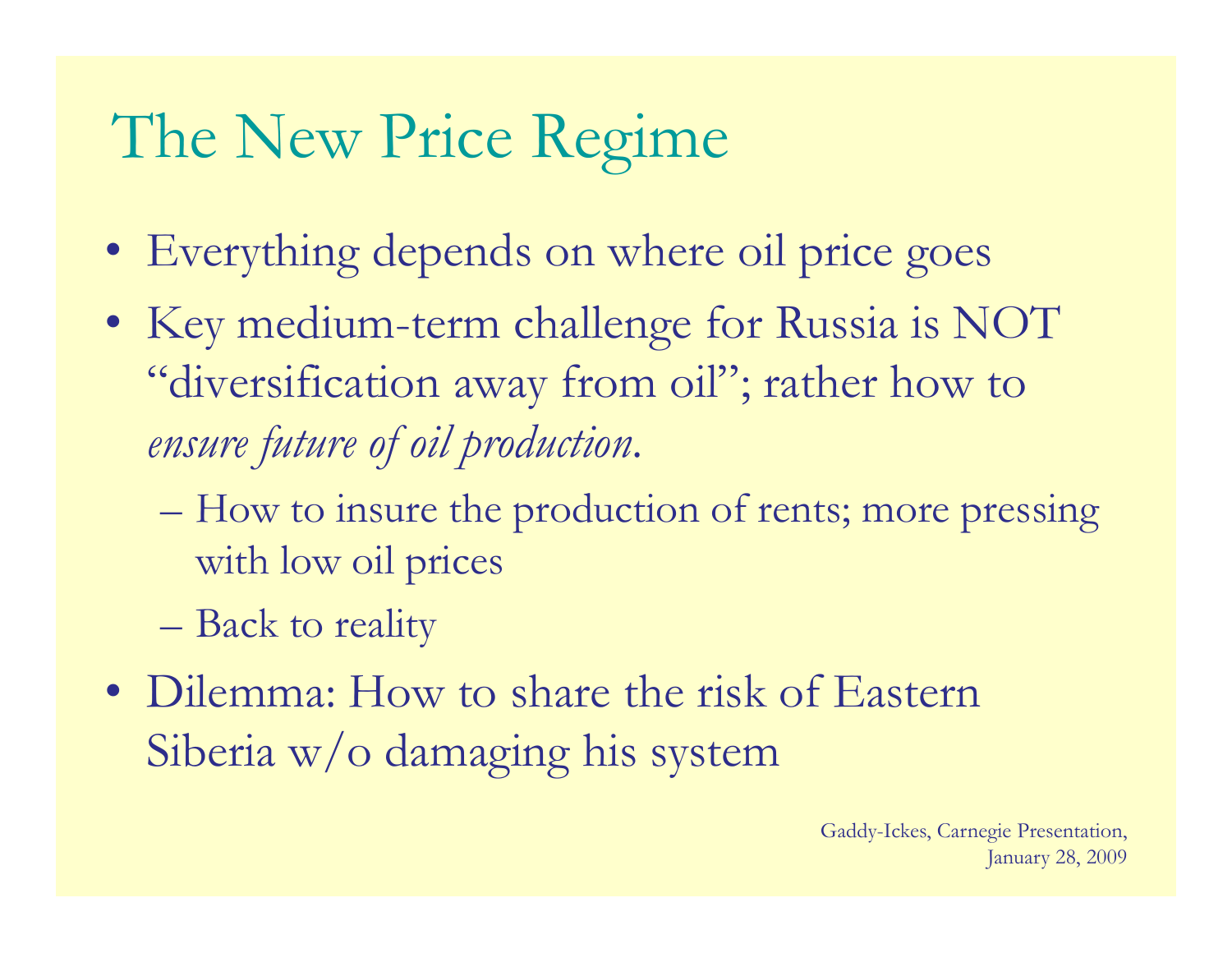# The New Price Regime

- Everything depends on where oil price goes
- Key medium-term challenge for Russia is NOT "diversification away from oil"; rather how to *ensure future of oil production*.
  - How to insure the production of rents; more pressing with low oil prices
  - Back to reality
- Dilemma: How to share the risk of Eastern Siberia w/o damaging his system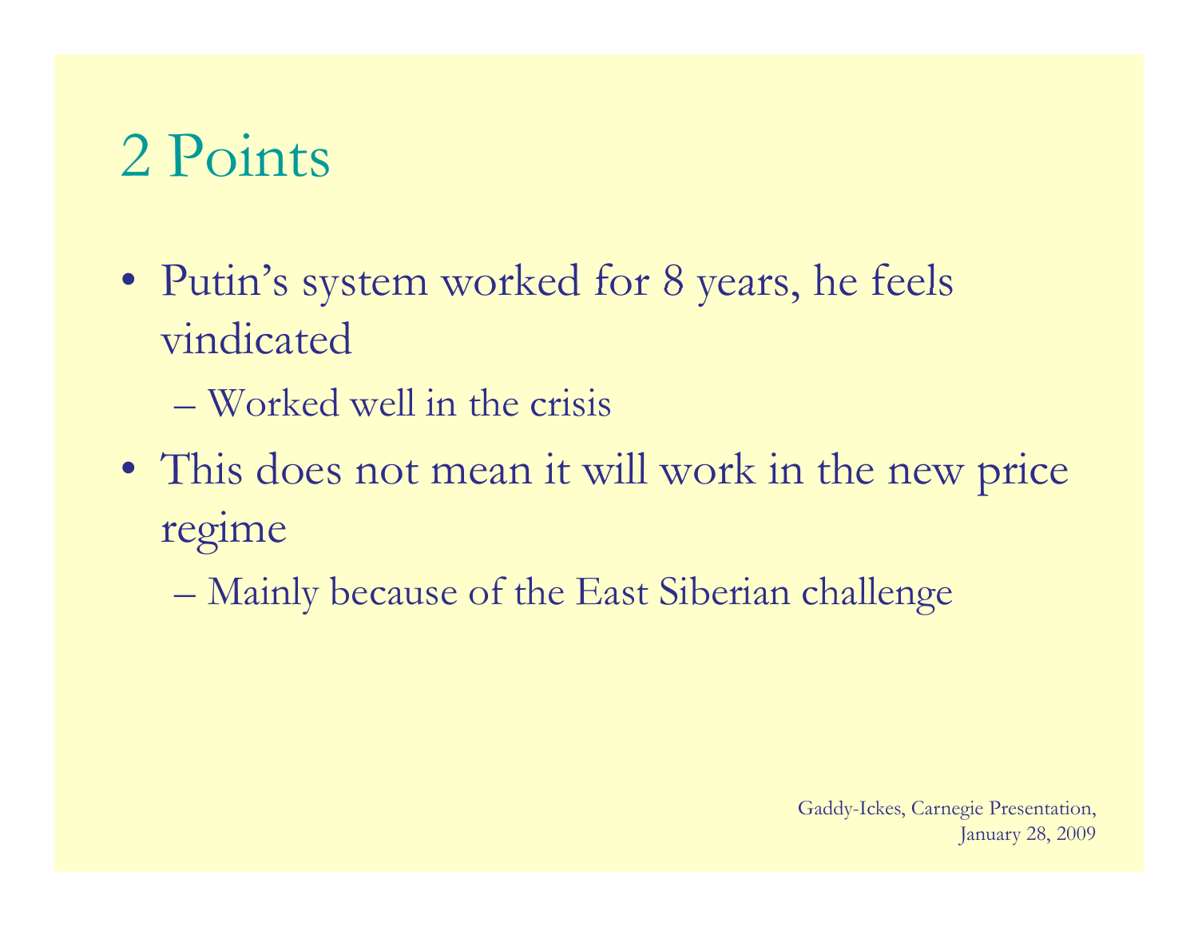# 2 Points

- Putin's system worked for 8 years, he feels vindicated
  - Worked well in the crisis
- This does not mean it will work in the new price regime
  - Mainly because of the East Siberian challenge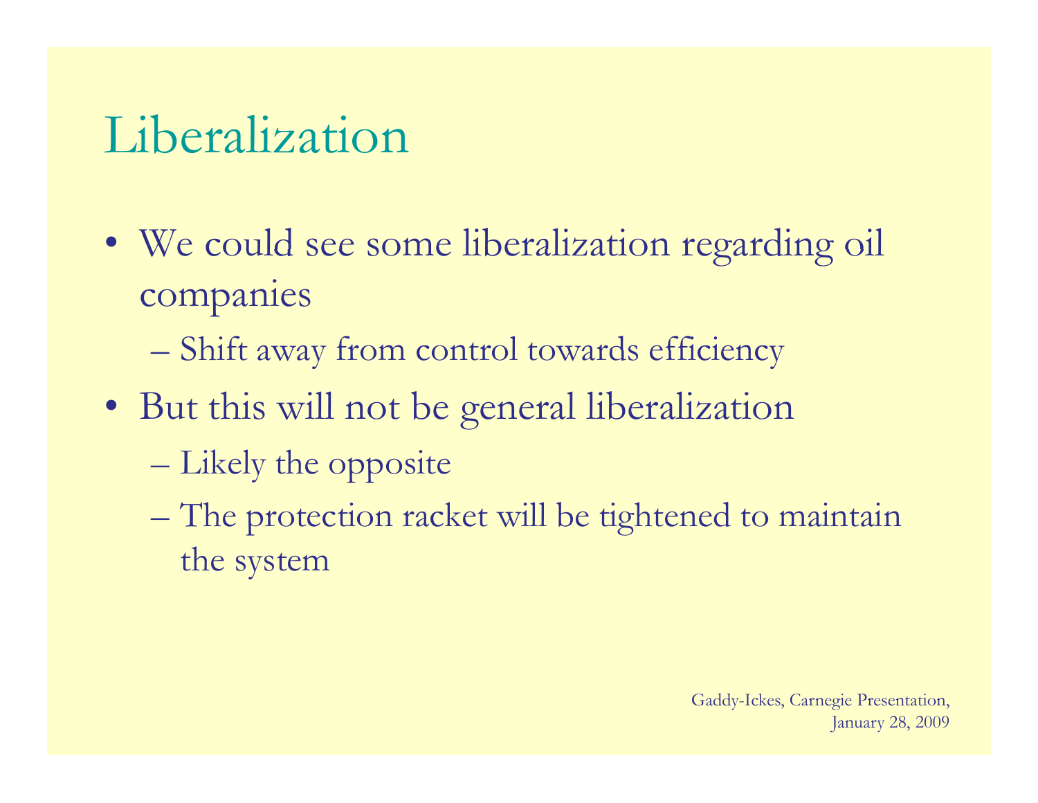# Liberalization

- We could see some liberalization regarding oil companies
  - Shift away from control towards efficiency
- But this will not be general liberalization
  - Likely the opposite
  - The protection racket will be tightened to maintain the system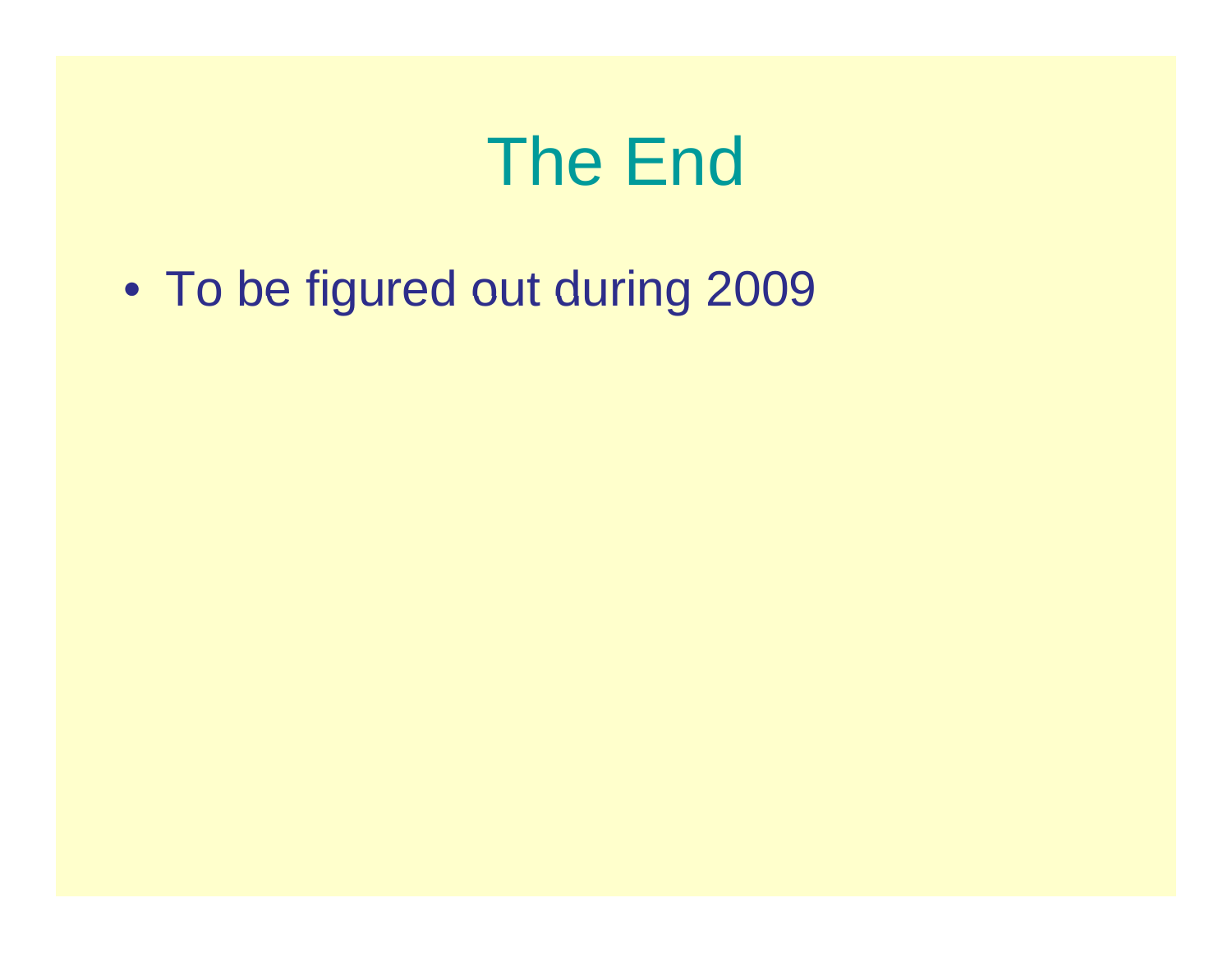# The End

- To be figured out during 2009